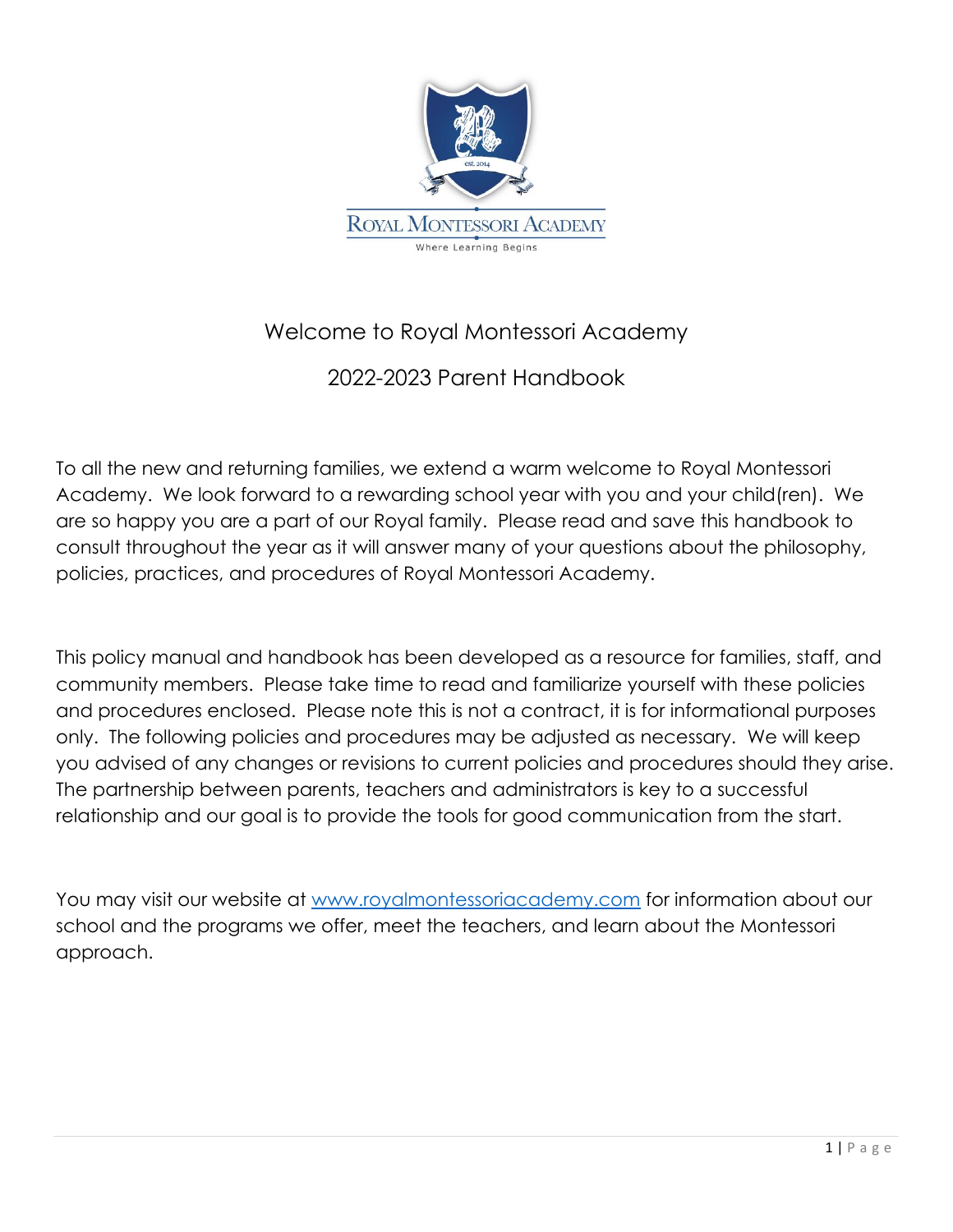# Welcome to Royal Montessori Academy

## 2022-2023 Parent Handbook

To all the new and returning families, we extend a warm welcome to Royal Montessori Academy. We look forward to a rewarding school year with you and your child(ren). We are so happy you are a part of our Royal family. Please read and save this handbook to consult throughout the year as it will answer many of your questions about the philosophy, policies, practices, and procedures of Royal Montessori Academy.

This policy manual and handbook has been developed as a resource for families, staff, and community members. Please take time to read and familiarize yourself with these policies and procedures enclosed. Please note this is not a contract, it is for informational purposes only. The following policies and procedures may be adjusted as necessary. We will keep you advised of any changes or revisions to current policies and procedures should they arise. The partnership between parents, teachers and administrators is key to a successful relationship and our goal is to provide the tools for good communication from the start.

You may visit our website at [www.royalmontessoriacademy.com](http://www.royalmontessoriacademy.com) for information about our school and the programs we offer, meet the teachers, and learn about the Montessori approach.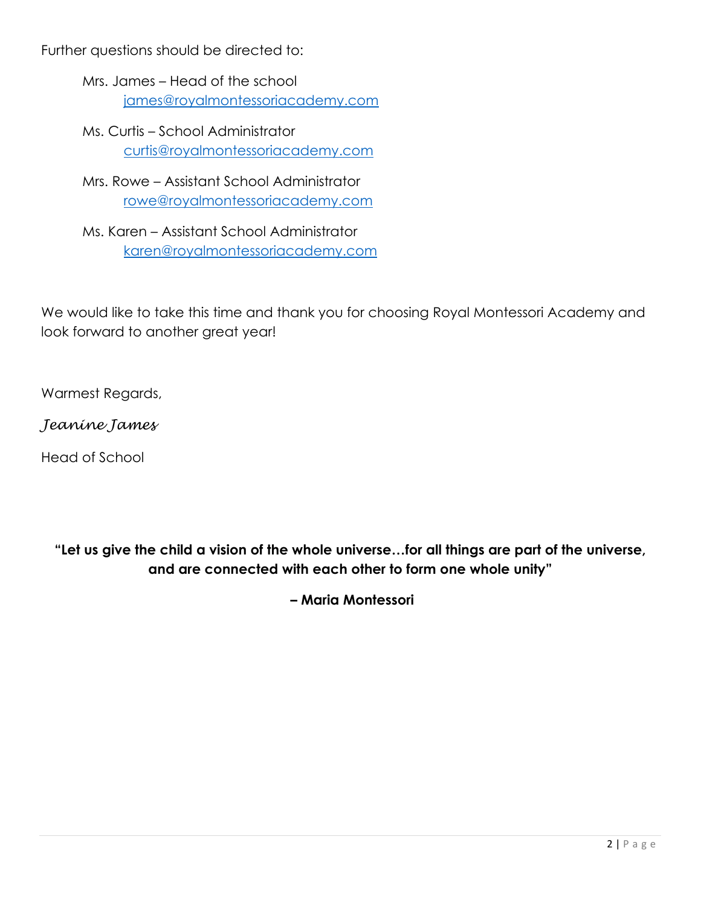Further questions should be directed to:

Mrs. James – Head of the school
[james@royalmontessoriacademy.com](mailto:james@royalmontessoriacademy.com)

Ms. Curtis – School Administrator
[curtis@royalmontessoriacademy.com](mailto:curtis@royalmontessoriacademy.com)

Mrs. Rowe – Assistant School Administrator
[rowe@royalmontessoriacademy.com](mailto:rowe@royalmontessoriacademy.com)

Ms. Karen – Assistant School Administrator
[karen@royalmontessoriacademy.com](mailto:karen@royalmontessoriacademy.com)

We would like to take this time and thank you for choosing Royal Montessori Academy and look forward to another great year!

Warmest Regards,

*Jeanine James*

Head of School

**"Let us give the child a vision of the whole universe…for all things are part of the universe, and are connected with each other to form one whole unity"**

**– Maria Montessori**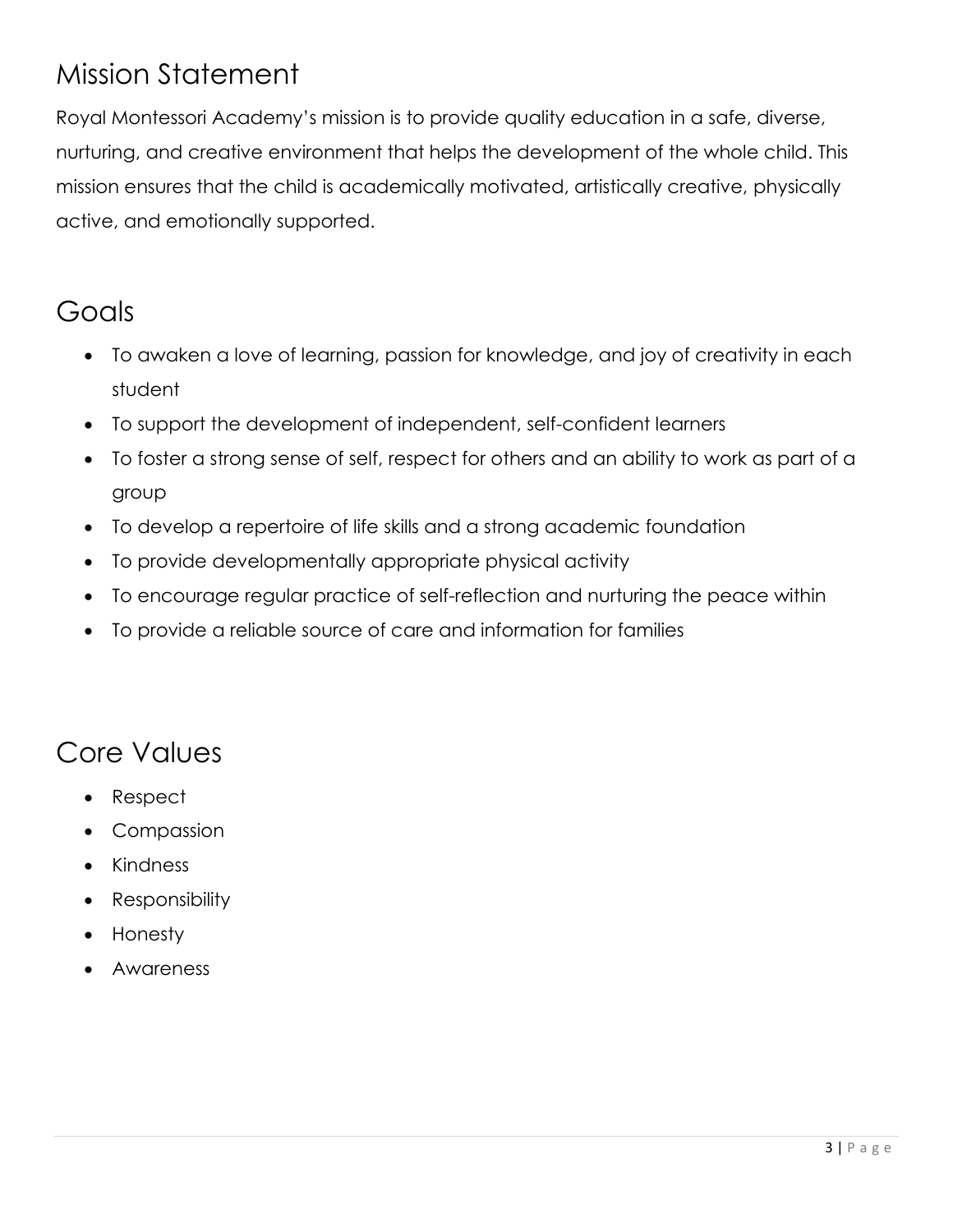## Mission Statement

Royal Montessori Academy's mission is to provide quality education in a safe, diverse, nurturing, and creative environment that helps the development of the whole child. This mission ensures that the child is academically motivated, artistically creative, physically active, and emotionally supported.

## Goals

- To awaken a love of learning, passion for knowledge, and joy of creativity in each student
- To support the development of independent, self-confident learners
- To foster a strong sense of self, respect for others and an ability to work as part of a group
- To develop a repertoire of life skills and a strong academic foundation
- To provide developmentally appropriate physical activity
- To encourage regular practice of self-reflection and nurturing the peace within
- To provide a reliable source of care and information for families

## Core Values

- Respect
- Compassion
- Kindness
- Responsibility
- Honesty
- Awareness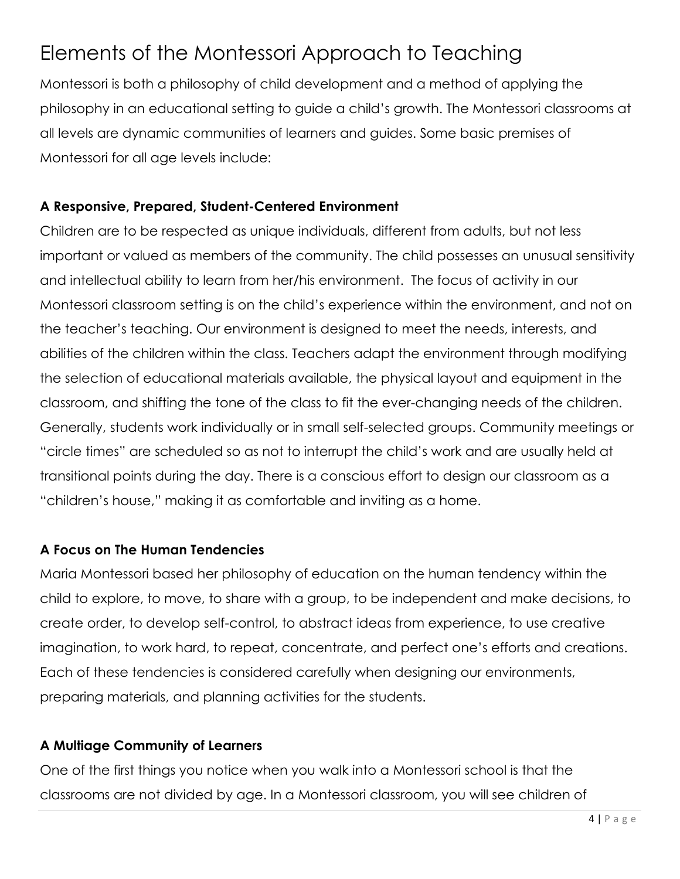# Elements of the Montessori Approach to Teaching

Montessori is both a philosophy of child development and a method of applying the philosophy in an educational setting to guide a child's growth. The Montessori classrooms at all levels are dynamic communities of learners and guides. Some basic premises of Montessori for all age levels include:

**A Responsive, Prepared, Student-Centered Environment**

Children are to be respected as unique individuals, different from adults, but not less important or valued as members of the community. The child possesses an unusual sensitivity and intellectual ability to learn from her/his environment. The focus of activity in our Montessori classroom setting is on the child's experience within the environment, and not on the teacher's teaching. Our environment is designed to meet the needs, interests, and abilities of the children within the class. Teachers adapt the environment through modifying the selection of educational materials available, the physical layout and equipment in the classroom, and shifting the tone of the class to fit the ever-changing needs of the children. Generally, students work individually or in small self-selected groups. Community meetings or "circle times" are scheduled so as not to interrupt the child's work and are usually held at transitional points during the day. There is a conscious effort to design our classroom as a "children's house," making it as comfortable and inviting as a home.

**A Focus on The Human Tendencies**

Maria Montessori based her philosophy of education on the human tendency within the child to explore, to move, to share with a group, to be independent and make decisions, to create order, to develop self-control, to abstract ideas from experience, to use creative imagination, to work hard, to repeat, concentrate, and perfect one's efforts and creations. Each of these tendencies is considered carefully when designing our environments, preparing materials, and planning activities for the students.

**A Multiage Community of Learners**

One of the first things you notice when you walk into a Montessori school is that the classrooms are not divided by age. In a Montessori classroom, you will see children of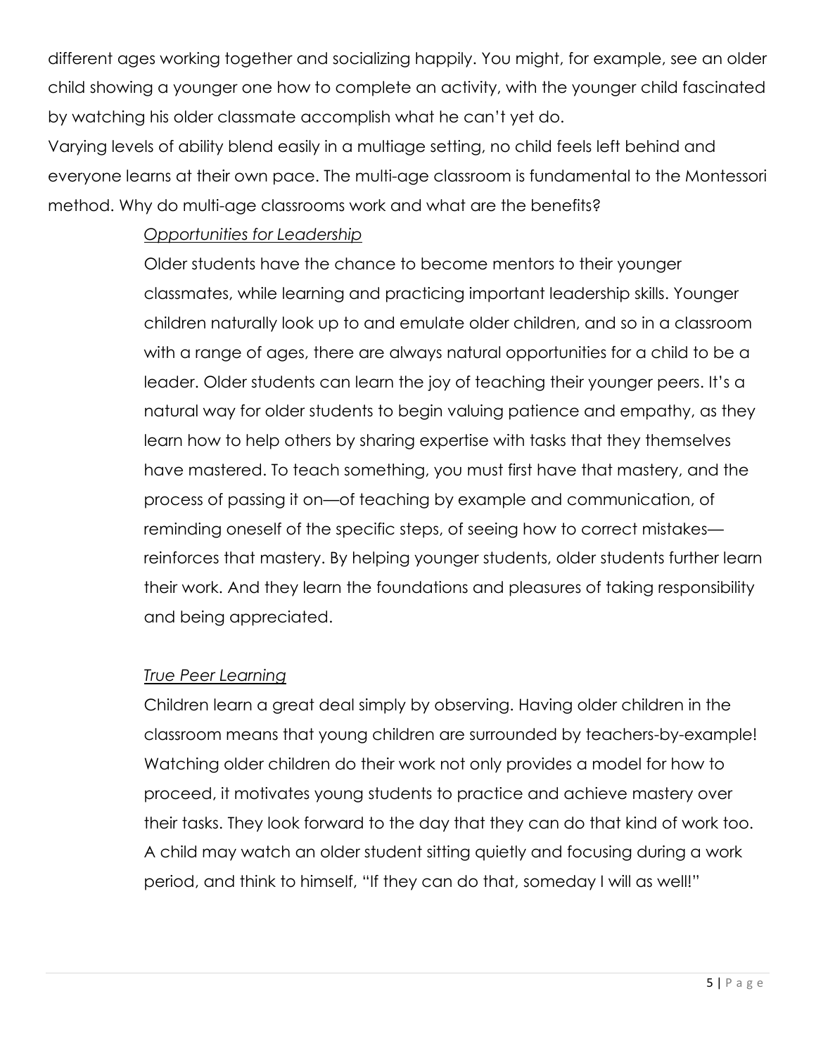different ages working together and socializing happily. You might, for example, see an older child showing a younger one how to complete an activity, with the younger child fascinated by watching his older classmate accomplish what he can't yet do.

Varying levels of ability blend easily in a multiage setting, no child feels left behind and everyone learns at their own pace. The multi-age classroom is fundamental to the Montessori method. Why do multi-age classrooms work and what are the benefits?

### *Opportunities for Leadership*

Older students have the chance to become mentors to their younger classmates, while learning and practicing important leadership skills. Younger children naturally look up to and emulate older children, and so in a classroom with a range of ages, there are always natural opportunities for a child to be a leader. Older students can learn the joy of teaching their younger peers. It's a natural way for older students to begin valuing patience and empathy, as they learn how to help others by sharing expertise with tasks that they themselves have mastered. To teach something, you must first have that mastery, and the process of passing it on—of teaching by example and communication, of reminding oneself of the specific steps, of seeing how to correct mistakes—reinforces that mastery. By helping younger students, older students further learn their work. And they learn the foundations and pleasures of taking responsibility and being appreciated.

### *True Peer Learning*

Children learn a great deal simply by observing. Having older children in the classroom means that young children are surrounded by teachers-by-example! Watching older children do their work not only provides a model for how to proceed, it motivates young students to practice and achieve mastery over their tasks. They look forward to the day that they can do that kind of work too. A child may watch an older student sitting quietly and focusing during a work period, and think to himself, "If they can do that, someday I will as well!"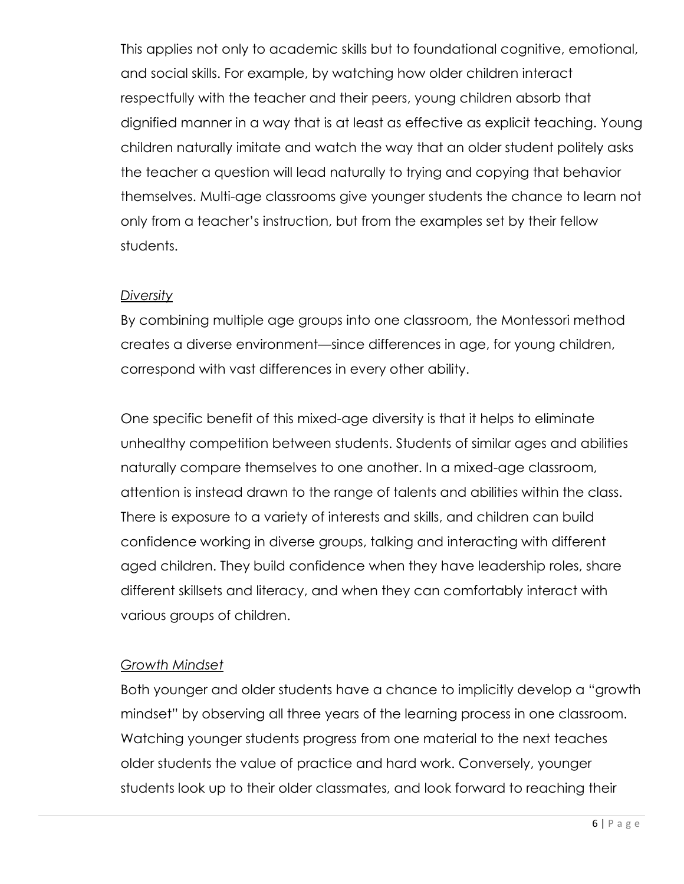This applies not only to academic skills but to foundational cognitive, emotional, and social skills. For example, by watching how older children interact respectfully with the teacher and their peers, young children absorb that dignified manner in a way that is at least as effective as explicit teaching. Young children naturally imitate and watch the way that an older student politely asks the teacher a question will lead naturally to trying and copying that behavior themselves. Multi-age classrooms give younger students the chance to learn not only from a teacher's instruction, but from the examples set by their fellow students.

*Diversity*

By combining multiple age groups into one classroom, the Montessori method creates a diverse environment—since differences in age, for young children, correspond with vast differences in every other ability.

One specific benefit of this mixed-age diversity is that it helps to eliminate unhealthy competition between students. Students of similar ages and abilities naturally compare themselves to one another. In a mixed-age classroom, attention is instead drawn to the range of talents and abilities within the class. There is exposure to a variety of interests and skills, and children can build confidence working in diverse groups, talking and interacting with different aged children. They build confidence when they have leadership roles, share different skillsets and literacy, and when they can comfortably interact with various groups of children.

*Growth Mindset*

Both younger and older students have a chance to implicitly develop a "growth mindset" by observing all three years of the learning process in one classroom. Watching younger students progress from one material to the next teaches older students the value of practice and hard work. Conversely, younger students look up to their older classmates, and look forward to reaching their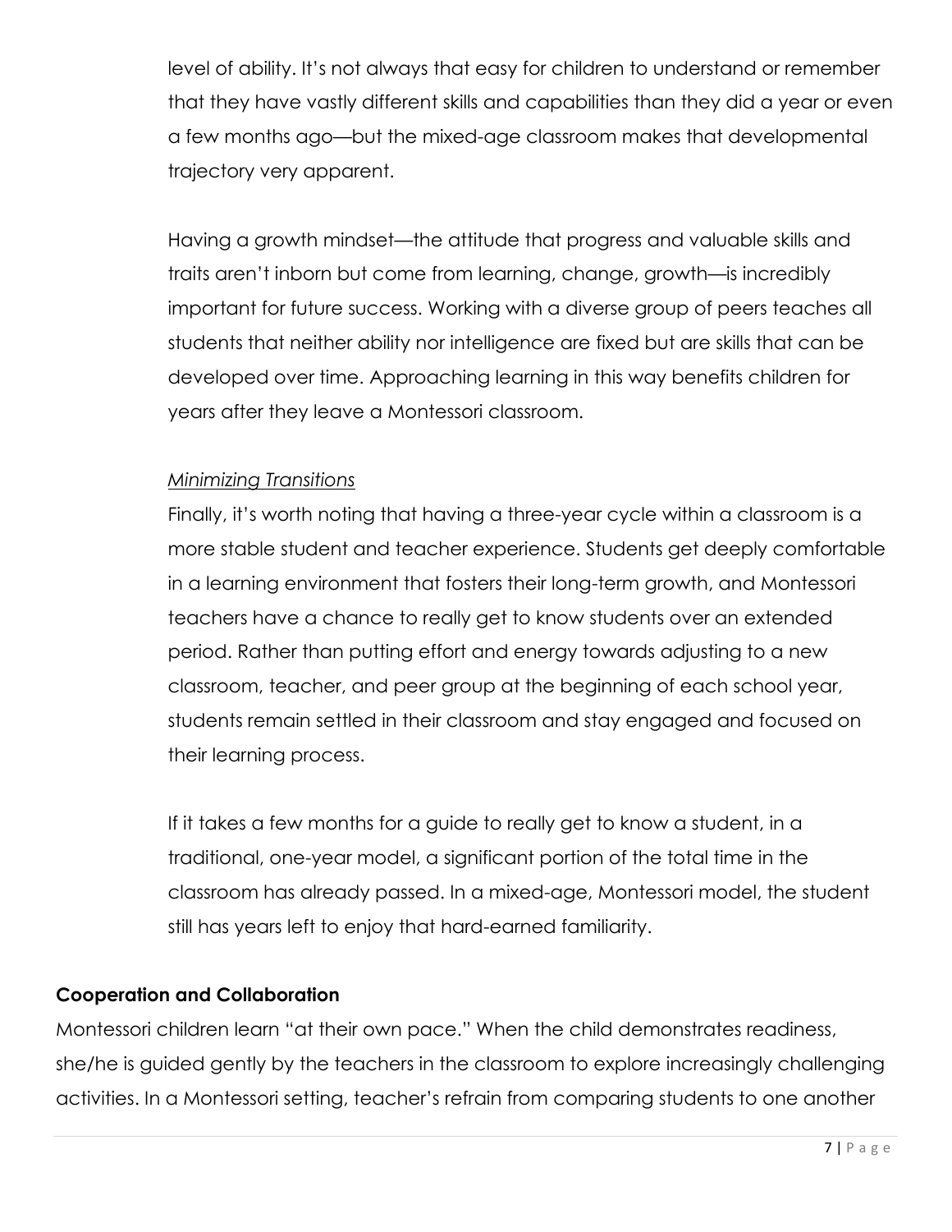level of ability. It's not always that easy for children to understand or remember that they have vastly different skills and capabilities than they did a year or even a few months ago—but the mixed-age classroom makes that developmental trajectory very apparent.

Having a growth mindset—the attitude that progress and valuable skills and traits aren't inborn but come from learning, change, growth—is incredibly important for future success. Working with a diverse group of peers teaches all students that neither ability nor intelligence are fixed but are skills that can be developed over time. Approaching learning in this way benefits children for years after they leave a Montessori classroom.

*Minimizing Transitions*

Finally, it's worth noting that having a three-year cycle within a classroom is a more stable student and teacher experience. Students get deeply comfortable in a learning environment that fosters their long-term growth, and Montessori teachers have a chance to really get to know students over an extended period. Rather than putting effort and energy towards adjusting to a new classroom, teacher, and peer group at the beginning of each school year, students remain settled in their classroom and stay engaged and focused on their learning process.

If it takes a few months for a guide to really get to know a student, in a traditional, one-year model, a significant portion of the total time in the classroom has already passed. In a mixed-age, Montessori model, the student still has years left to enjoy that hard-earned familiarity.

**Cooperation and Collaboration**

Montessori children learn "at their own pace." When the child demonstrates readiness, she/he is guided gently by the teachers in the classroom to explore increasingly challenging activities. In a Montessori setting, teacher's refrain from comparing students to one another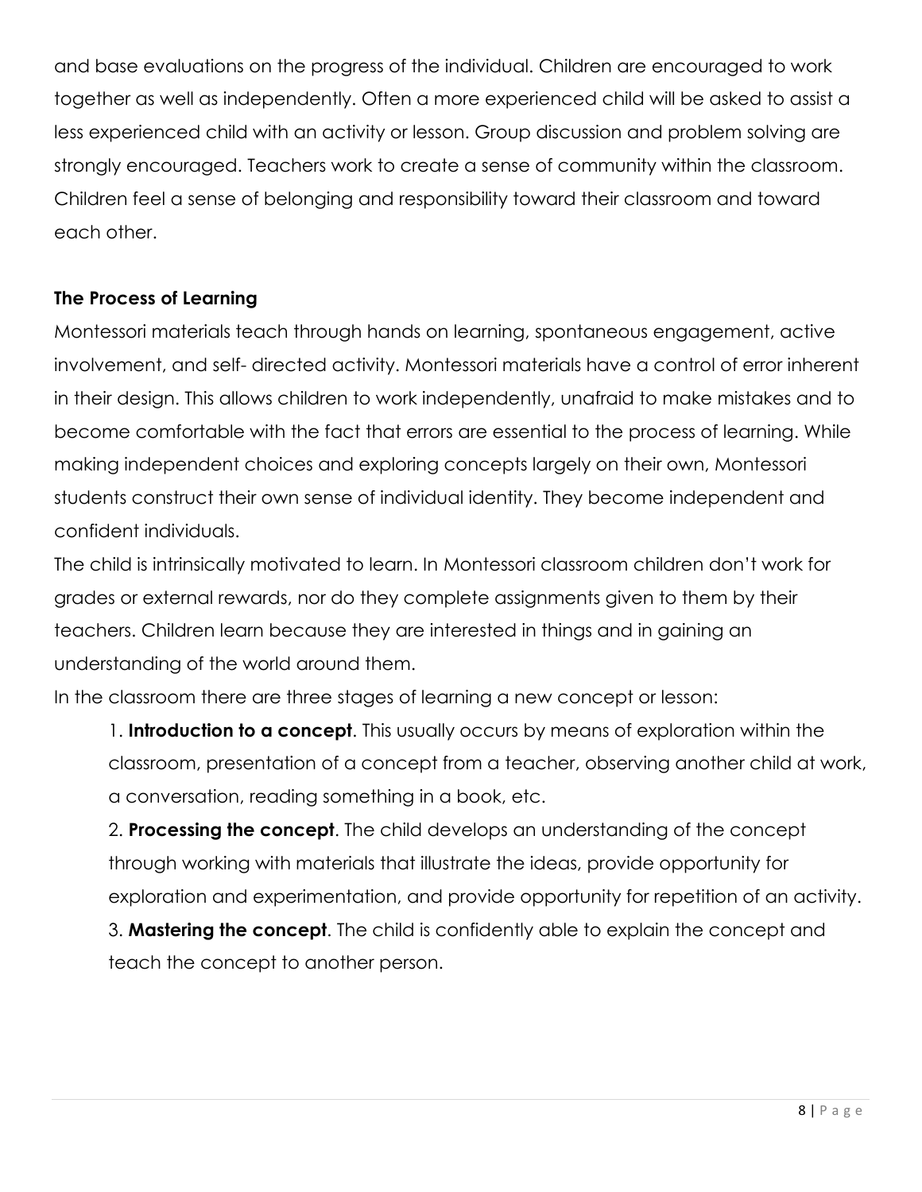and base evaluations on the progress of the individual. Children are encouraged to work together as well as independently. Often a more experienced child will be asked to assist a less experienced child with an activity or lesson. Group discussion and problem solving are strongly encouraged. Teachers work to create a sense of community within the classroom. Children feel a sense of belonging and responsibility toward their classroom and toward each other.

**The Process of Learning**

Montessori materials teach through hands on learning, spontaneous engagement, active involvement, and self- directed activity. Montessori materials have a control of error inherent in their design. This allows children to work independently, unafraid to make mistakes and to become comfortable with the fact that errors are essential to the process of learning. While making independent choices and exploring concepts largely on their own, Montessori students construct their own sense of individual identity. They become independent and confident individuals.

The child is intrinsically motivated to learn. In Montessori classroom children don't work for grades or external rewards, nor do they complete assignments given to them by their teachers. Children learn because they are interested in things and in gaining an understanding of the world around them.

In the classroom there are three stages of learning a new concept or lesson:

1. **Introduction to a concept**. This usually occurs by means of exploration within the classroom, presentation of a concept from a teacher, observing another child at work, a conversation, reading something in a book, etc.
2. **Processing the concept**. The child develops an understanding of the concept through working with materials that illustrate the ideas, provide opportunity for exploration and experimentation, and provide opportunity for repetition of an activity.
3. **Mastering the concept**. The child is confidently able to explain the concept and teach the concept to another person.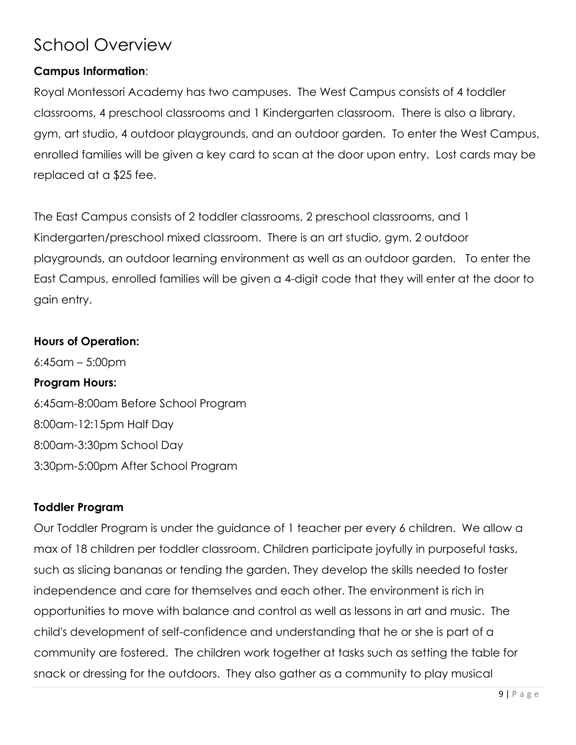# School Overview

**Campus Information**:

Royal Montessori Academy has two campuses. The West Campus consists of 4 toddler classrooms, 4 preschool classrooms and 1 Kindergarten classroom. There is also a library, gym, art studio, 4 outdoor playgrounds, and an outdoor garden. To enter the West Campus, enrolled families will be given a key card to scan at the door upon entry. Lost cards may be replaced at a $25 fee.

The East Campus consists of 2 toddler classrooms, 2 preschool classrooms, and 1 Kindergarten/preschool mixed classroom. There is an art studio, gym, 2 outdoor playgrounds, an outdoor learning environment as well as an outdoor garden. To enter the East Campus, enrolled families will be given a 4-digit code that they will enter at the door to gain entry.

**Hours of Operation:**

6:45am – 5:00pm

**Program Hours:**

6:45am-8:00am Before School Program
8:00am-12:15pm Half Day
8:00am-3:30pm School Day
3:30pm-5:00pm After School Program

**Toddler Program**

Our Toddler Program is under the guidance of 1 teacher per every 6 children. We allow a max of 18 children per toddler classroom. Children participate joyfully in purposeful tasks, such as slicing bananas or tending the garden. They develop the skills needed to foster independence and care for themselves and each other. The environment is rich in opportunities to move with balance and control as well as lessons in art and music. The child's development of self-confidence and understanding that he or she is part of a community are fostered. The children work together at tasks such as setting the table for snack or dressing for the outdoors. They also gather as a community to play musical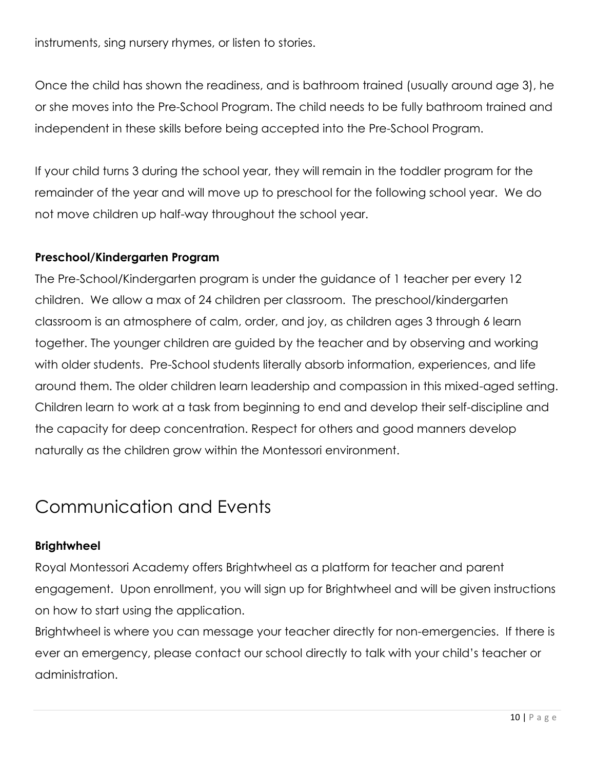instruments, sing nursery rhymes, or listen to stories.

Once the child has shown the readiness, and is bathroom trained (usually around age 3), he or she moves into the Pre-School Program. The child needs to be fully bathroom trained and independent in these skills before being accepted into the Pre-School Program.

If your child turns 3 during the school year, they will remain in the toddler program for the remainder of the year and will move up to preschool for the following school year. We do not move children up half-way throughout the school year.

**Preschool/Kindergarten Program**

The Pre-School/Kindergarten program is under the guidance of 1 teacher per every 12 children. We allow a max of 24 children per classroom. The preschool/kindergarten classroom is an atmosphere of calm, order, and joy, as children ages 3 through 6 learn together. The younger children are guided by the teacher and by observing and working with older students. Pre-School students literally absorb information, experiences, and life around them. The older children learn leadership and compassion in this mixed-aged setting. Children learn to work at a task from beginning to end and develop their self-discipline and the capacity for deep concentration. Respect for others and good manners develop naturally as the children grow within the Montessori environment.

# Communication and Events

**Brightwheel**

Royal Montessori Academy offers Brightwheel as a platform for teacher and parent engagement. Upon enrollment, you will sign up for Brightwheel and will be given instructions on how to start using the application.

Brightwheel is where you can message your teacher directly for non-emergencies. If there is ever an emergency, please contact our school directly to talk with your child's teacher or administration.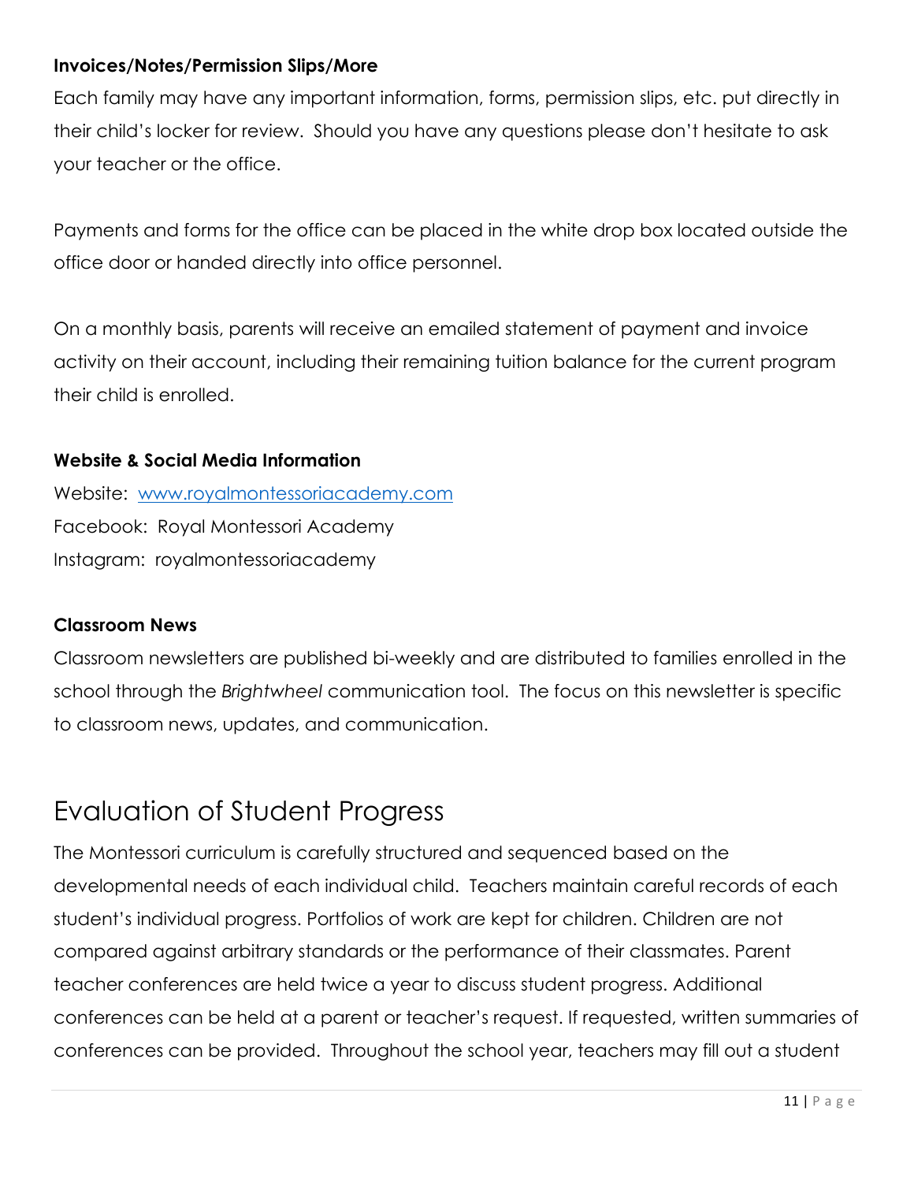**Invoices/Notes/Permission Slips/More**

Each family may have any important information, forms, permission slips, etc. put directly in their child's locker for review. Should you have any questions please don't hesitate to ask your teacher or the office.

Payments and forms for the office can be placed in the white drop box located outside the office door or handed directly into office personnel.

On a monthly basis, parents will receive an emailed statement of payment and invoice activity on their account, including their remaining tuition balance for the current program their child is enrolled.

**Website & Social Media Information**

Website: [www.royalmontessoriacademy.com](http://www.royalmontessoriacademy.com)
Facebook: Royal Montessori Academy
Instagram: royalmontessoriacademy

**Classroom News**

Classroom newsletters are published bi-weekly and are distributed to families enrolled in the school through the *Brightwheel* communication tool. The focus on this newsletter is specific to classroom news, updates, and communication.

# Evaluation of Student Progress

The Montessori curriculum is carefully structured and sequenced based on the developmental needs of each individual child. Teachers maintain careful records of each student's individual progress. Portfolios of work are kept for children. Children are not compared against arbitrary standards or the performance of their classmates. Parent teacher conferences are held twice a year to discuss student progress. Additional conferences can be held at a parent or teacher's request. If requested, written summaries of conferences can be provided. Throughout the school year, teachers may fill out a student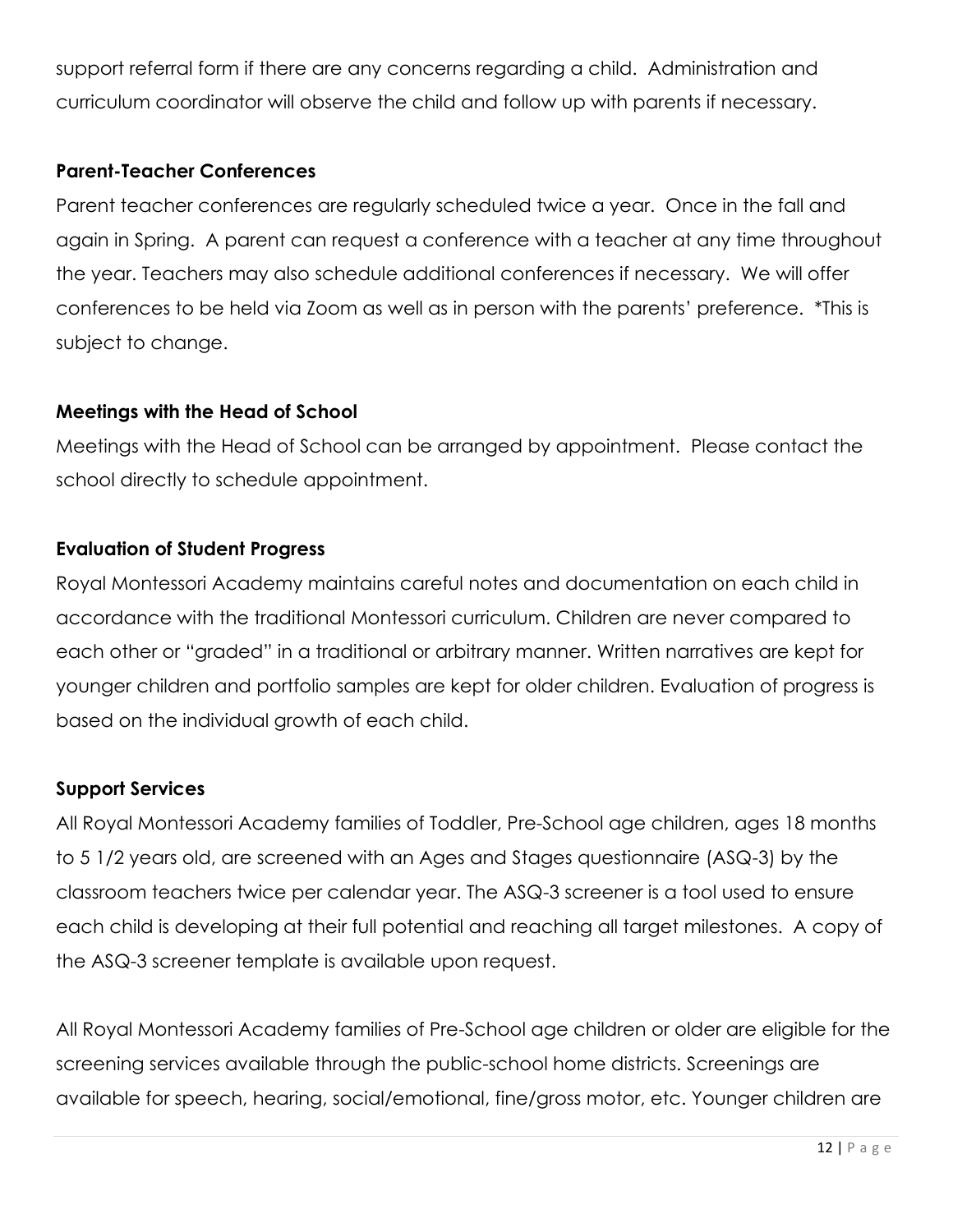support referral form if there are any concerns regarding a child. Administration and curriculum coordinator will observe the child and follow up with parents if necessary.

**Parent-Teacher Conferences**

Parent teacher conferences are regularly scheduled twice a year. Once in the fall and again in Spring. A parent can request a conference with a teacher at any time throughout the year. Teachers may also schedule additional conferences if necessary. We will offer conferences to be held via Zoom as well as in person with the parents' preference. *This is subject to change.

**Meetings with the Head of School**

Meetings with the Head of School can be arranged by appointment. Please contact the school directly to schedule appointment.

**Evaluation of Student Progress**

Royal Montessori Academy maintains careful notes and documentation on each child in accordance with the traditional Montessori curriculum. Children are never compared to each other or "graded" in a traditional or arbitrary manner. Written narratives are kept for younger children and portfolio samples are kept for older children. Evaluation of progress is based on the individual growth of each child.

**Support Services**

All Royal Montessori Academy families of Toddler, Pre-School age children, ages 18 months to 5 1/2 years old, are screened with an Ages and Stages questionnaire (ASQ-3) by the classroom teachers twice per calendar year. The ASQ-3 screener is a tool used to ensure each child is developing at their full potential and reaching all target milestones. A copy of the ASQ-3 screener template is available upon request.

All Royal Montessori Academy families of Pre-School age children or older are eligible for the screening services available through the public-school home districts. Screenings are available for speech, hearing, social/emotional, fine/gross motor, etc. Younger children are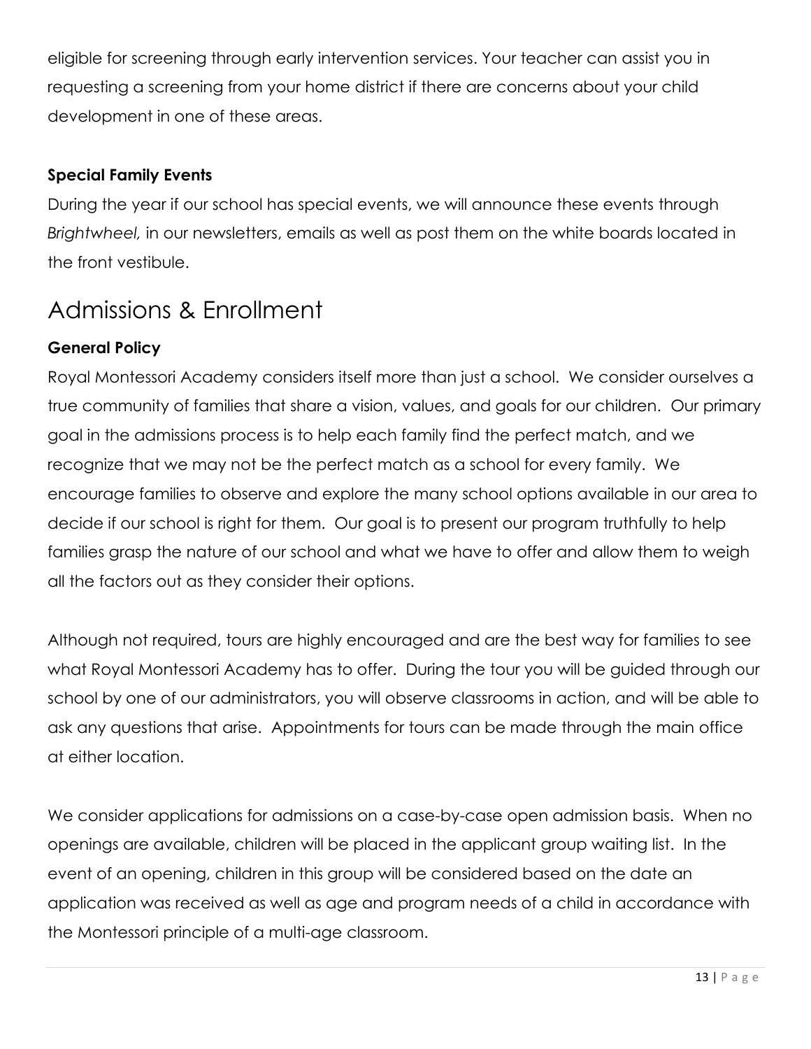eligible for screening through early intervention services. Your teacher can assist you in requesting a screening from your home district if there are concerns about your child development in one of these areas.

**Special Family Events**

During the year if our school has special events, we will announce these events through *Brightwheel,* in our newsletters, emails as well as post them on the white boards located in the front vestibule.

# Admissions & Enrollment

**General Policy**

Royal Montessori Academy considers itself more than just a school. We consider ourselves a true community of families that share a vision, values, and goals for our children. Our primary goal in the admissions process is to help each family find the perfect match, and we recognize that we may not be the perfect match as a school for every family. We encourage families to observe and explore the many school options available in our area to decide if our school is right for them. Our goal is to present our program truthfully to help families grasp the nature of our school and what we have to offer and allow them to weigh all the factors out as they consider their options.

Although not required, tours are highly encouraged and are the best way for families to see what Royal Montessori Academy has to offer. During the tour you will be guided through our school by one of our administrators, you will observe classrooms in action, and will be able to ask any questions that arise. Appointments for tours can be made through the main office at either location.

We consider applications for admissions on a case-by-case open admission basis. When no openings are available, children will be placed in the applicant group waiting list. In the event of an opening, children in this group will be considered based on the date an application was received as well as age and program needs of a child in accordance with the Montessori principle of a multi-age classroom.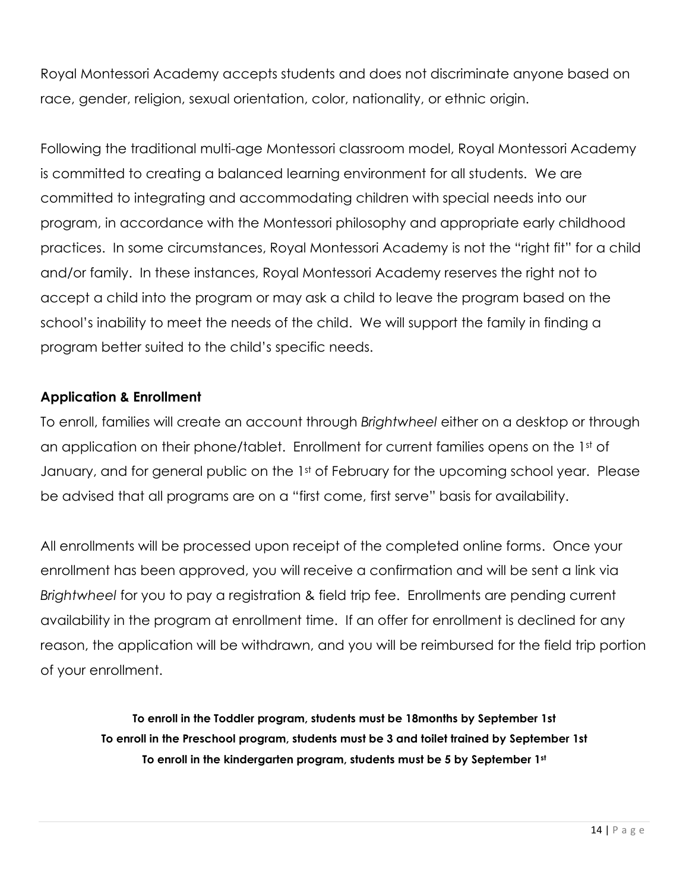Royal Montessori Academy accepts students and does not discriminate anyone based on race, gender, religion, sexual orientation, color, nationality, or ethnic origin.

Following the traditional multi-age Montessori classroom model, Royal Montessori Academy is committed to creating a balanced learning environment for all students. We are committed to integrating and accommodating children with special needs into our program, in accordance with the Montessori philosophy and appropriate early childhood practices. In some circumstances, Royal Montessori Academy is not the "right fit" for a child and/or family. In these instances, Royal Montessori Academy reserves the right not to accept a child into the program or may ask a child to leave the program based on the school's inability to meet the needs of the child. We will support the family in finding a program better suited to the child's specific needs.

**Application & Enrollment**

To enroll, families will create an account through *Brightwheel* either on a desktop or through an application on their phone/tablet. Enrollment for current families opens on the 1st of January, and for general public on the 1st of February for the upcoming school year. Please be advised that all programs are on a "first come, first serve" basis for availability.

All enrollments will be processed upon receipt of the completed online forms. Once your enrollment has been approved, you will receive a confirmation and will be sent a link via *Brightwheel* for you to pay a registration & field trip fee. Enrollments are pending current availability in the program at enrollment time. If an offer for enrollment is declined for any reason, the application will be withdrawn, and you will be reimbursed for the field trip portion of your enrollment.

**To enroll in the Toddler program, students must be 18months by September 1st**
**To enroll in the Preschool program, students must be 3 and toilet trained by September 1st**
**To enroll in the kindergarten program, students must be 5 by September 1st**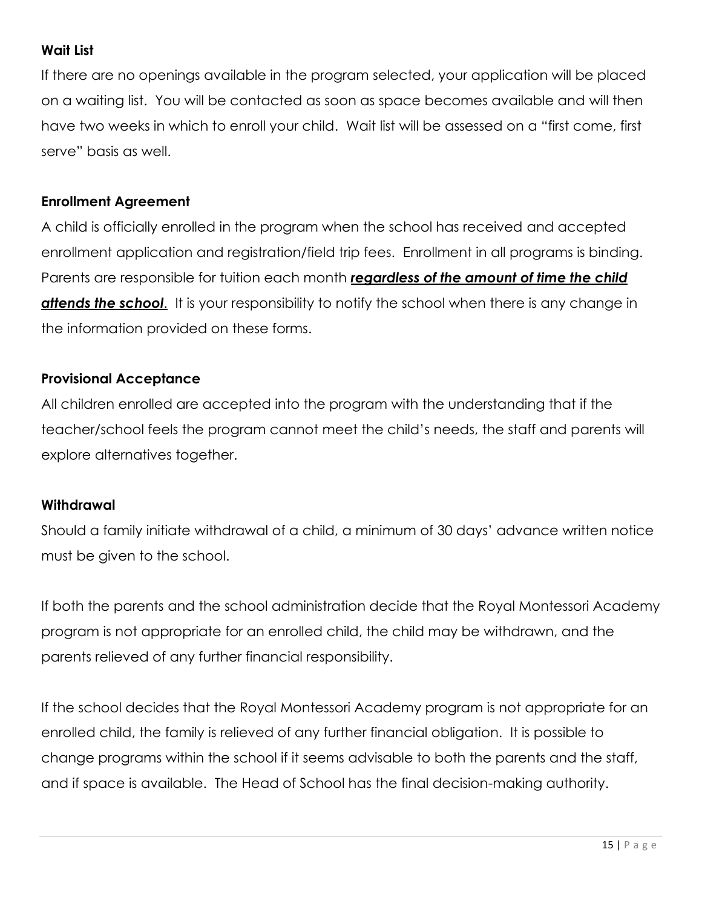**Wait List**

If there are no openings available in the program selected, your application will be placed on a waiting list. You will be contacted as soon as space becomes available and will then have two weeks in which to enroll your child. Wait list will be assessed on a "first come, first serve" basis as well.

**Enrollment Agreement**

A child is officially enrolled in the program when the school has received and accepted enrollment application and registration/field trip fees. Enrollment in all programs is binding. Parents are responsible for tuition each month ***<u>regardless of the amount of time the child attends the school</u>***. It is your responsibility to notify the school when there is any change in the information provided on these forms.

**Provisional Acceptance**

All children enrolled are accepted into the program with the understanding that if the teacher/school feels the program cannot meet the child's needs, the staff and parents will explore alternatives together.

**Withdrawal**

Should a family initiate withdrawal of a child, a minimum of 30 days' advance written notice must be given to the school.

If both the parents and the school administration decide that the Royal Montessori Academy program is not appropriate for an enrolled child, the child may be withdrawn, and the parents relieved of any further financial responsibility.

If the school decides that the Royal Montessori Academy program is not appropriate for an enrolled child, the family is relieved of any further financial obligation. It is possible to change programs within the school if it seems advisable to both the parents and the staff, and if space is available. The Head of School has the final decision-making authority.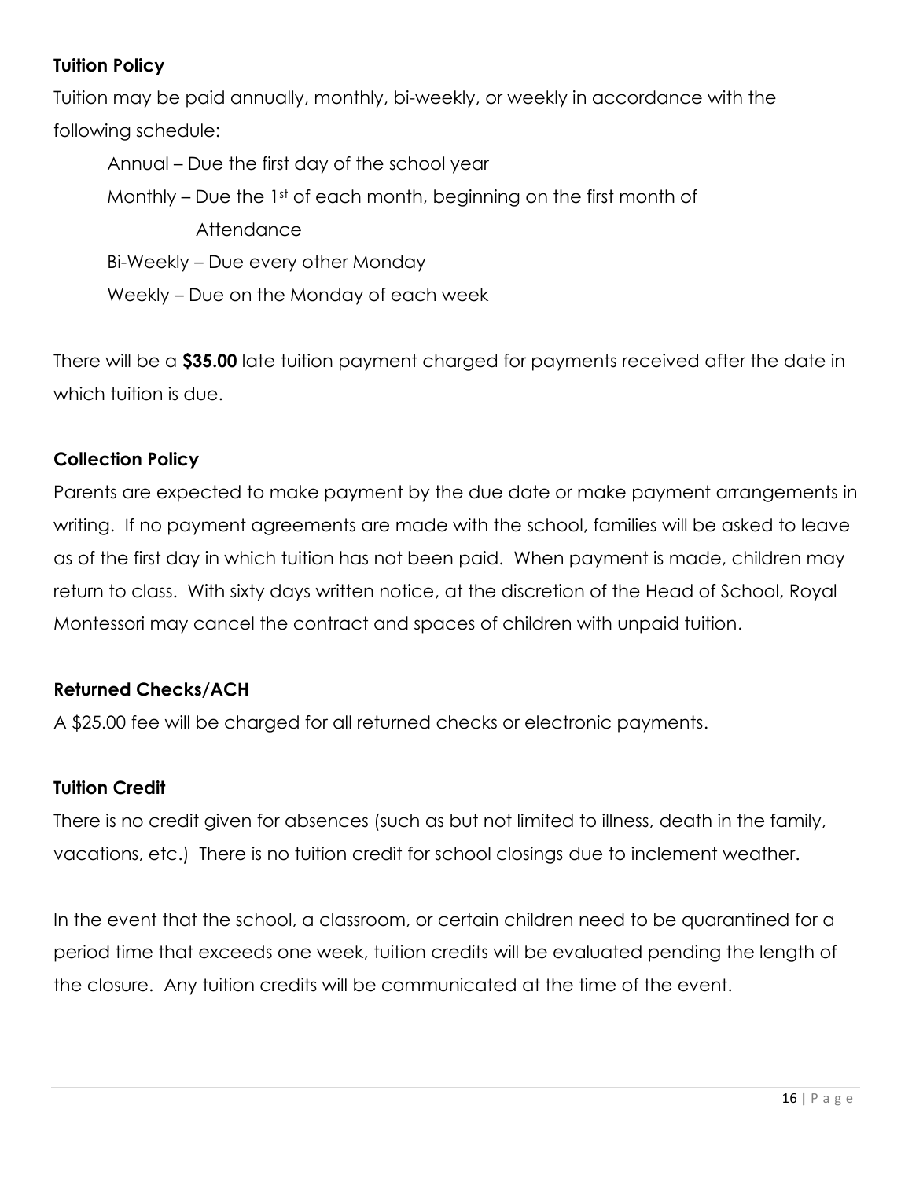**Tuition Policy**

Tuition may be paid annually, monthly, bi-weekly, or weekly in accordance with the following schedule:

Annual – Due the first day of the school year

Monthly – Due the 1st of each month, beginning on the first month of Attendance

Bi-Weekly – Due every other Monday

Weekly – Due on the Monday of each week

There will be a **$35.00** late tuition payment charged for payments received after the date in which tuition is due.

**Collection Policy**

Parents are expected to make payment by the due date or make payment arrangements in writing. If no payment agreements are made with the school, families will be asked to leave as of the first day in which tuition has not been paid. When payment is made, children may return to class. With sixty days written notice, at the discretion of the Head of School, Royal Montessori may cancel the contract and spaces of children with unpaid tuition.

**Returned Checks/ACH**

A $25.00 fee will be charged for all returned checks or electronic payments.

**Tuition Credit**

There is no credit given for absences (such as but not limited to illness, death in the family, vacations, etc.) There is no tuition credit for school closings due to inclement weather.

In the event that the school, a classroom, or certain children need to be quarantined for a period time that exceeds one week, tuition credits will be evaluated pending the length of the closure. Any tuition credits will be communicated at the time of the event.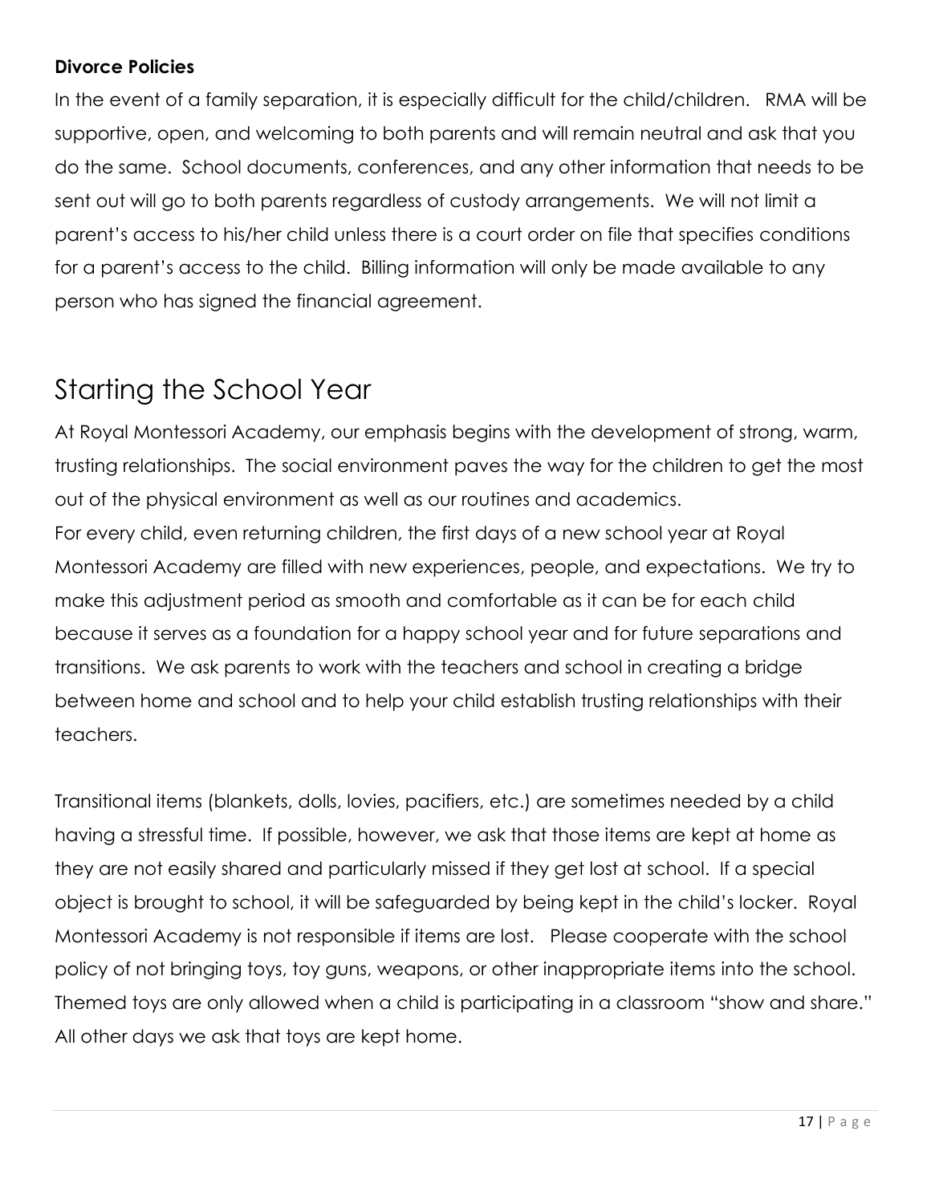**Divorce Policies**

In the event of a family separation, it is especially difficult for the child/children. RMA will be supportive, open, and welcoming to both parents and will remain neutral and ask that you do the same. School documents, conferences, and any other information that needs to be sent out will go to both parents regardless of custody arrangements. We will not limit a parent's access to his/her child unless there is a court order on file that specifies conditions for a parent's access to the child. Billing information will only be made available to any person who has signed the financial agreement.

# Starting the School Year

At Royal Montessori Academy, our emphasis begins with the development of strong, warm, trusting relationships. The social environment paves the way for the children to get the most out of the physical environment as well as our routines and academics.

For every child, even returning children, the first days of a new school year at Royal Montessori Academy are filled with new experiences, people, and expectations. We try to make this adjustment period as smooth and comfortable as it can be for each child because it serves as a foundation for a happy school year and for future separations and transitions. We ask parents to work with the teachers and school in creating a bridge between home and school and to help your child establish trusting relationships with their teachers.

Transitional items (blankets, dolls, lovies, pacifiers, etc.) are sometimes needed by a child having a stressful time. If possible, however, we ask that those items are kept at home as they are not easily shared and particularly missed if they get lost at school. If a special object is brought to school, it will be safeguarded by being kept in the child's locker. Royal Montessori Academy is not responsible if items are lost. Please cooperate with the school policy of not bringing toys, toy guns, weapons, or other inappropriate items into the school. Themed toys are only allowed when a child is participating in a classroom "show and share." All other days we ask that toys are kept home.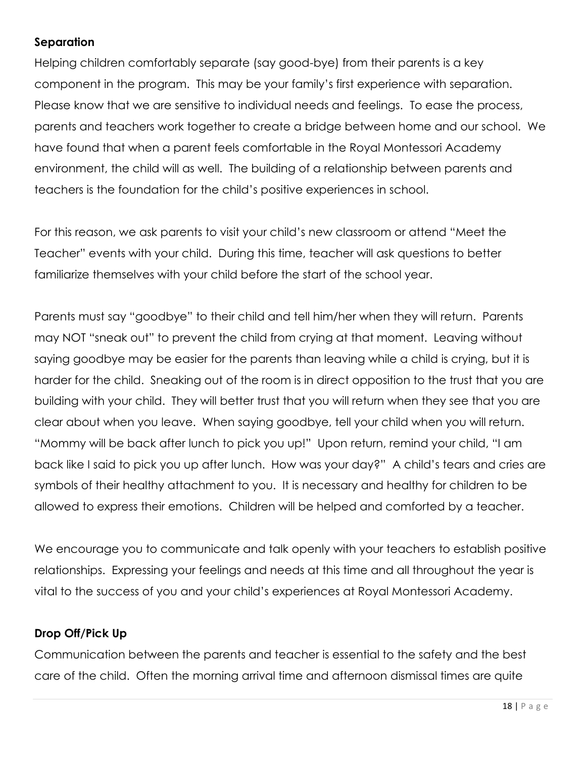**Separation**

Helping children comfortably separate (say good-bye) from their parents is a key component in the program. This may be your family's first experience with separation. Please know that we are sensitive to individual needs and feelings. To ease the process, parents and teachers work together to create a bridge between home and our school. We have found that when a parent feels comfortable in the Royal Montessori Academy environment, the child will as well. The building of a relationship between parents and teachers is the foundation for the child's positive experiences in school.

For this reason, we ask parents to visit your child's new classroom or attend "Meet the Teacher" events with your child. During this time, teacher will ask questions to better familiarize themselves with your child before the start of the school year.

Parents must say "goodbye" to their child and tell him/her when they will return. Parents may NOT "sneak out" to prevent the child from crying at that moment. Leaving without saying goodbye may be easier for the parents than leaving while a child is crying, but it is harder for the child. Sneaking out of the room is in direct opposition to the trust that you are building with your child. They will better trust that you will return when they see that you are clear about when you leave. When saying goodbye, tell your child when you will return. "Mommy will be back after lunch to pick you up!" Upon return, remind your child, "I am back like I said to pick you up after lunch. How was your day?" A child's tears and cries are symbols of their healthy attachment to you. It is necessary and healthy for children to be allowed to express their emotions. Children will be helped and comforted by a teacher.

We encourage you to communicate and talk openly with your teachers to establish positive relationships. Expressing your feelings and needs at this time and all throughout the year is vital to the success of you and your child's experiences at Royal Montessori Academy.

**Drop Off/Pick Up**

Communication between the parents and teacher is essential to the safety and the best care of the child. Often the morning arrival time and afternoon dismissal times are quite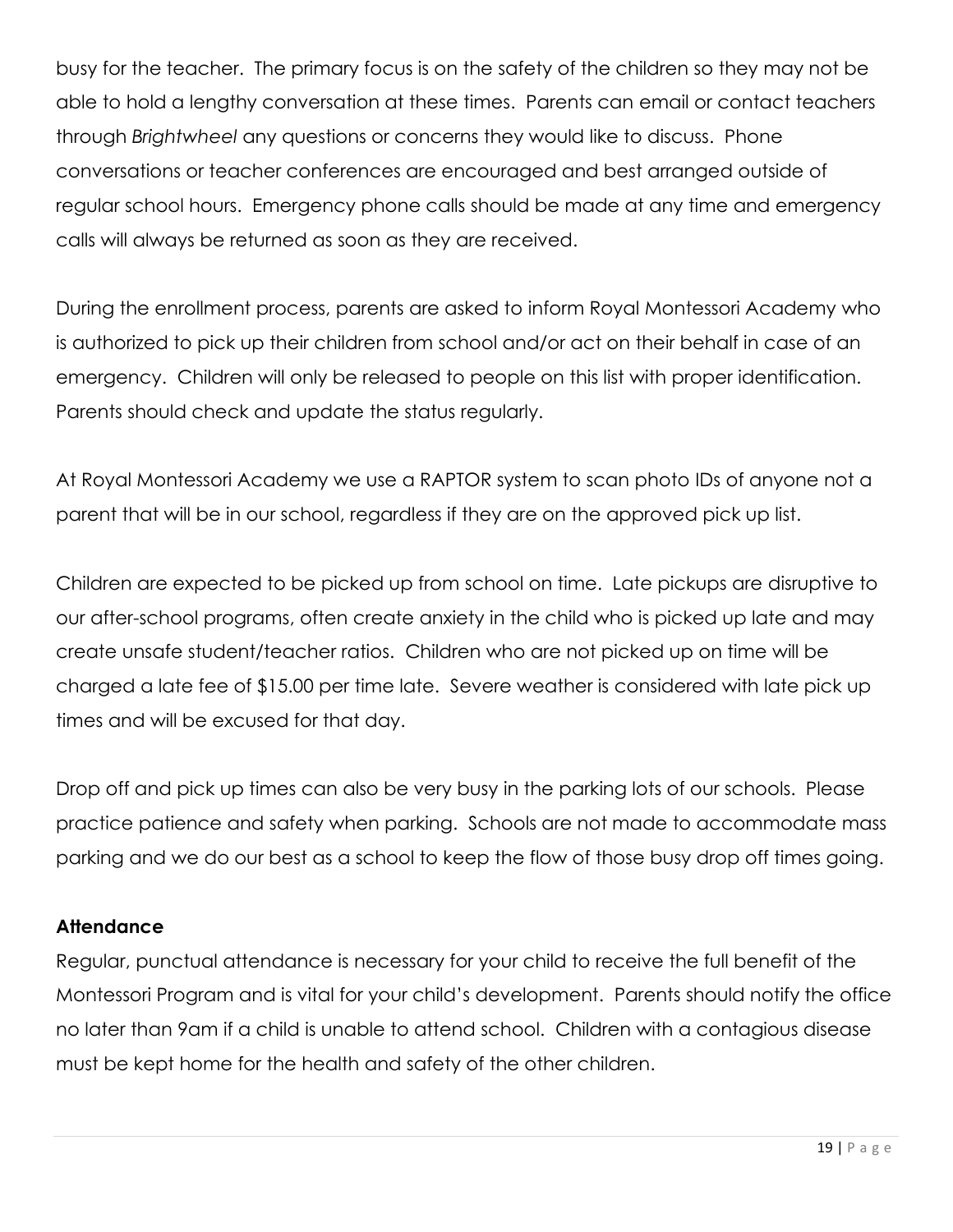busy for the teacher. The primary focus is on the safety of the children so they may not be able to hold a lengthy conversation at these times. Parents can email or contact teachers through *Brightwheel* any questions or concerns they would like to discuss. Phone conversations or teacher conferences are encouraged and best arranged outside of regular school hours. Emergency phone calls should be made at any time and emergency calls will always be returned as soon as they are received.

During the enrollment process, parents are asked to inform Royal Montessori Academy who is authorized to pick up their children from school and/or act on their behalf in case of an emergency. Children will only be released to people on this list with proper identification. Parents should check and update the status regularly.

At Royal Montessori Academy we use a RAPTOR system to scan photo IDs of anyone not a parent that will be in our school, regardless if they are on the approved pick up list.

Children are expected to be picked up from school on time. Late pickups are disruptive to our after-school programs, often create anxiety in the child who is picked up late and may create unsafe student/teacher ratios. Children who are not picked up on time will be charged a late fee of $15.00 per time late. Severe weather is considered with late pick up times and will be excused for that day.

Drop off and pick up times can also be very busy in the parking lots of our schools. Please practice patience and safety when parking. Schools are not made to accommodate mass parking and we do our best as a school to keep the flow of those busy drop off times going.

**Attendance**

Regular, punctual attendance is necessary for your child to receive the full benefit of the Montessori Program and is vital for your child's development. Parents should notify the office no later than 9am if a child is unable to attend school. Children with a contagious disease must be kept home for the health and safety of the other children.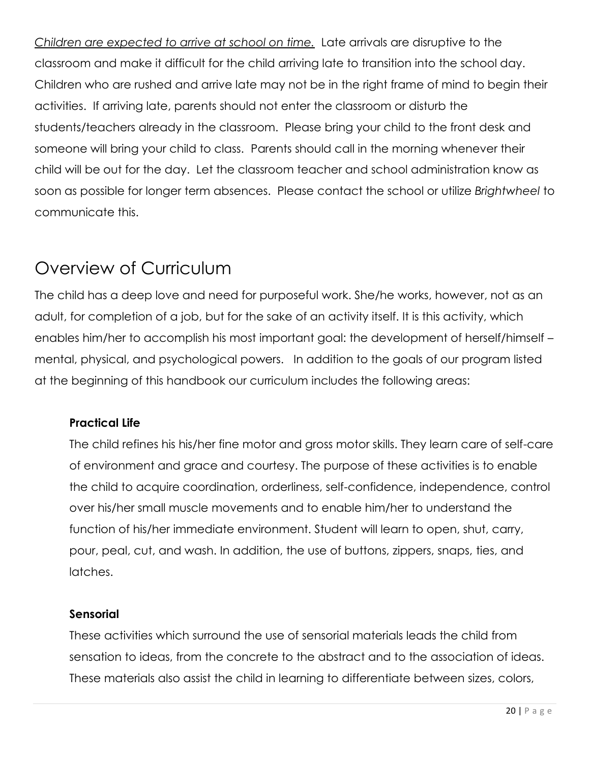*Children are expected to arrive at school on time.* Late arrivals are disruptive to the classroom and make it difficult for the child arriving late to transition into the school day. Children who are rushed and arrive late may not be in the right frame of mind to begin their activities. If arriving late, parents should not enter the classroom or disturb the students/teachers already in the classroom. Please bring your child to the front desk and someone will bring your child to class. Parents should call in the morning whenever their child will be out for the day. Let the classroom teacher and school administration know as soon as possible for longer term absences. Please contact the school or utilize *Brightwheel* to communicate this.

# Overview of Curriculum

The child has a deep love and need for purposeful work. She/he works, however, not as an adult, for completion of a job, but for the sake of an activity itself. It is this activity, which enables him/her to accomplish his most important goal: the development of herself/himself – mental, physical, and psychological powers. In addition to the goals of our program listed at the beginning of this handbook our curriculum includes the following areas:

**Practical Life**

The child refines his his/her fine motor and gross motor skills. They learn care of self-care of environment and grace and courtesy. The purpose of these activities is to enable the child to acquire coordination, orderliness, self-confidence, independence, control over his/her small muscle movements and to enable him/her to understand the function of his/her immediate environment. Student will learn to open, shut, carry, pour, peal, cut, and wash. In addition, the use of buttons, zippers, snaps, ties, and latches.

**Sensorial**

These activities which surround the use of sensorial materials leads the child from sensation to ideas, from the concrete to the abstract and to the association of ideas. These materials also assist the child in learning to differentiate between sizes, colors,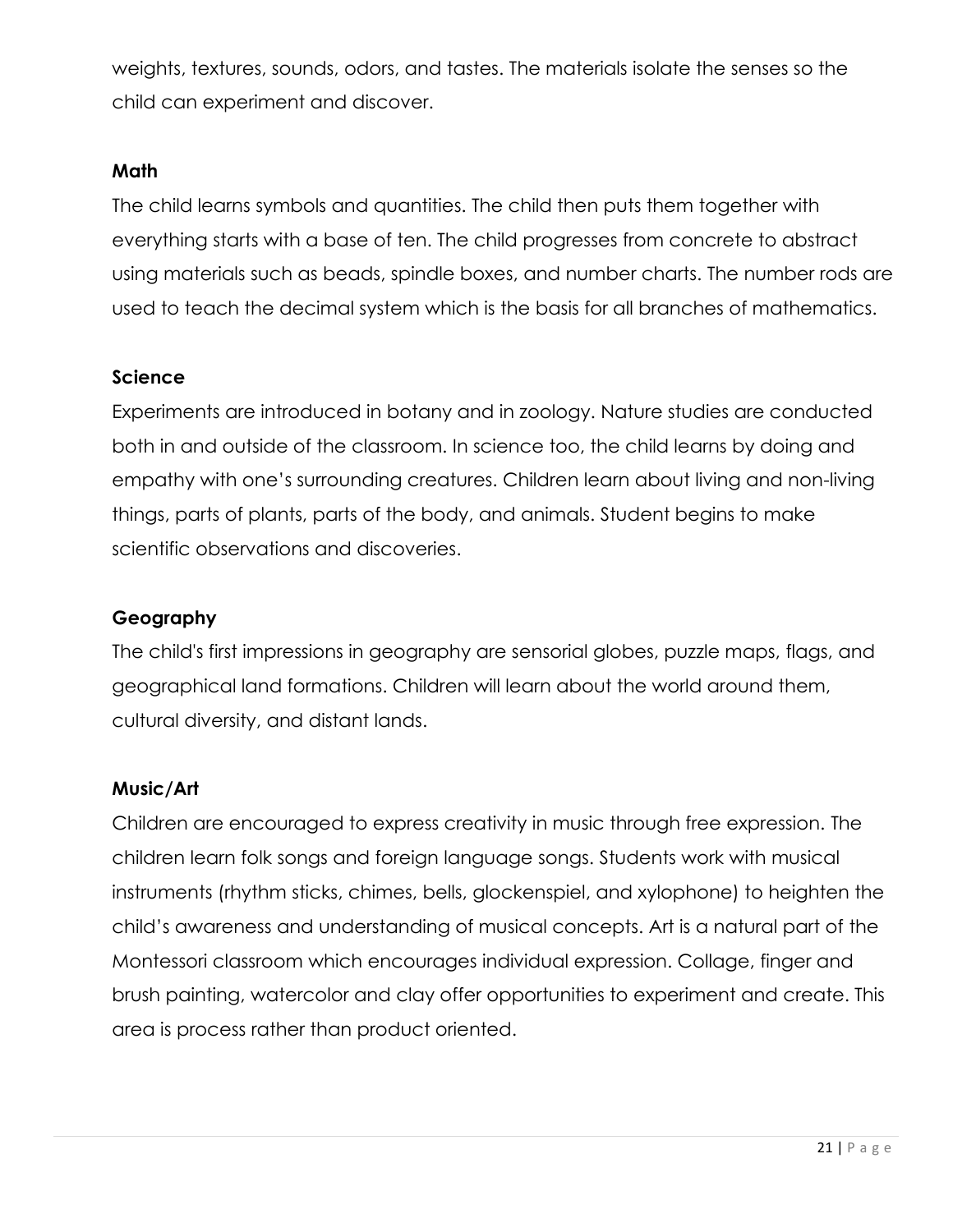weights, textures, sounds, odors, and tastes. The materials isolate the senses so the child can experiment and discover.

**Math**

The child learns symbols and quantities. The child then puts them together with everything starts with a base of ten. The child progresses from concrete to abstract using materials such as beads, spindle boxes, and number charts. The number rods are used to teach the decimal system which is the basis for all branches of mathematics.

**Science**

Experiments are introduced in botany and in zoology. Nature studies are conducted both in and outside of the classroom. In science too, the child learns by doing and empathy with one's surrounding creatures. Children learn about living and non-living things, parts of plants, parts of the body, and animals. Student begins to make scientific observations and discoveries.

**Geography**

The child's first impressions in geography are sensorial globes, puzzle maps, flags, and geographical land formations. Children will learn about the world around them, cultural diversity, and distant lands.

**Music/Art**

Children are encouraged to express creativity in music through free expression. The children learn folk songs and foreign language songs. Students work with musical instruments (rhythm sticks, chimes, bells, glockenspiel, and xylophone) to heighten the child's awareness and understanding of musical concepts. Art is a natural part of the Montessori classroom which encourages individual expression. Collage, finger and brush painting, watercolor and clay offer opportunities to experiment and create. This area is process rather than product oriented.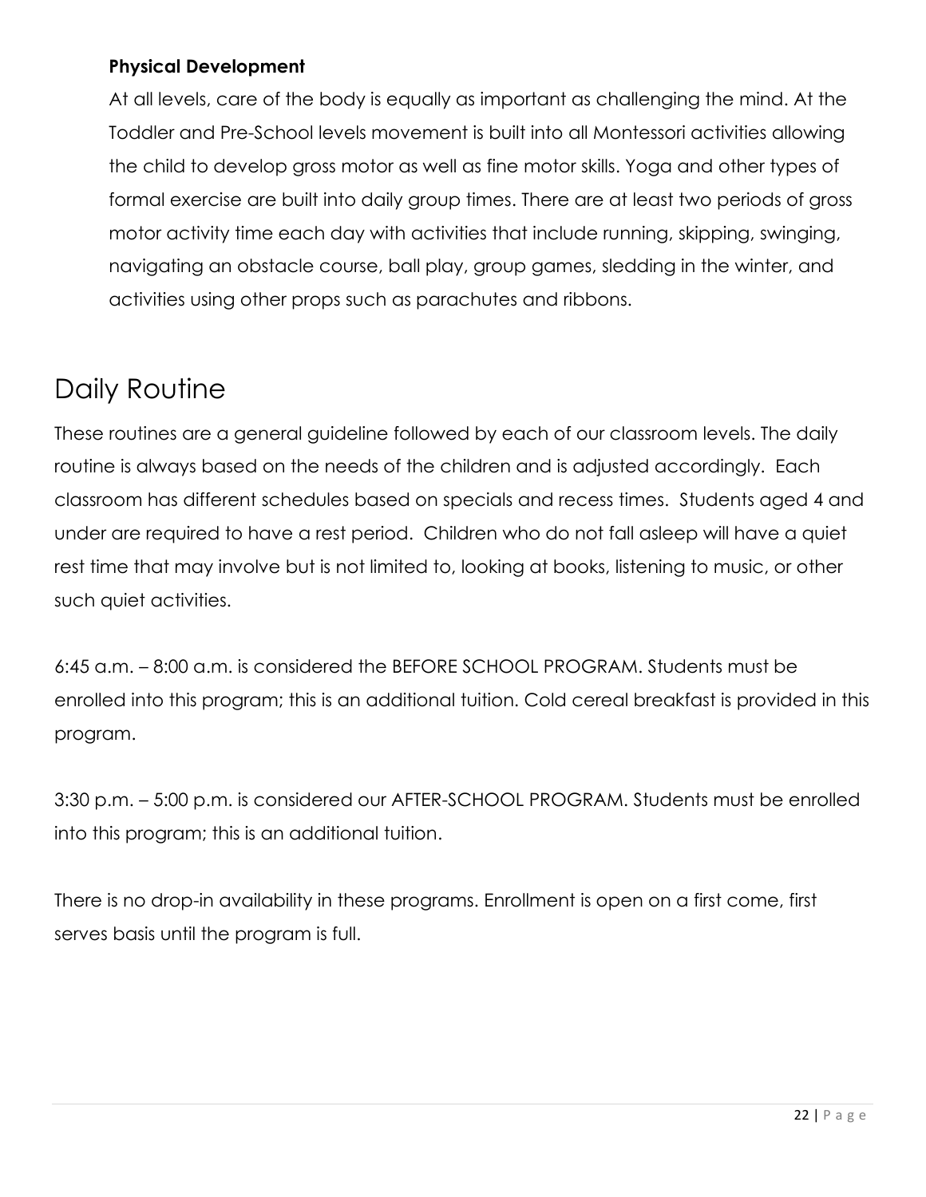### Physical Development

At all levels, care of the body is equally as important as challenging the mind. At the Toddler and Pre-School levels movement is built into all Montessori activities allowing the child to develop gross motor as well as fine motor skills. Yoga and other types of formal exercise are built into daily group times. There are at least two periods of gross motor activity time each day with activities that include running, skipping, swinging, navigating an obstacle course, ball play, group games, sledding in the winter, and activities using other props such as parachutes and ribbons.

## Daily Routine

These routines are a general guideline followed by each of our classroom levels. The daily routine is always based on the needs of the children and is adjusted accordingly. Each classroom has different schedules based on specials and recess times. Students aged 4 and under are required to have a rest period. Children who do not fall asleep will have a quiet rest time that may involve but is not limited to, looking at books, listening to music, or other such quiet activities.

6:45 a.m. – 8:00 a.m. is considered the BEFORE SCHOOL PROGRAM. Students must be enrolled into this program; this is an additional tuition. Cold cereal breakfast is provided in this program.

3:30 p.m. – 5:00 p.m. is considered our AFTER-SCHOOL PROGRAM. Students must be enrolled into this program; this is an additional tuition.

There is no drop-in availability in these programs. Enrollment is open on a first come, first serves basis until the program is full.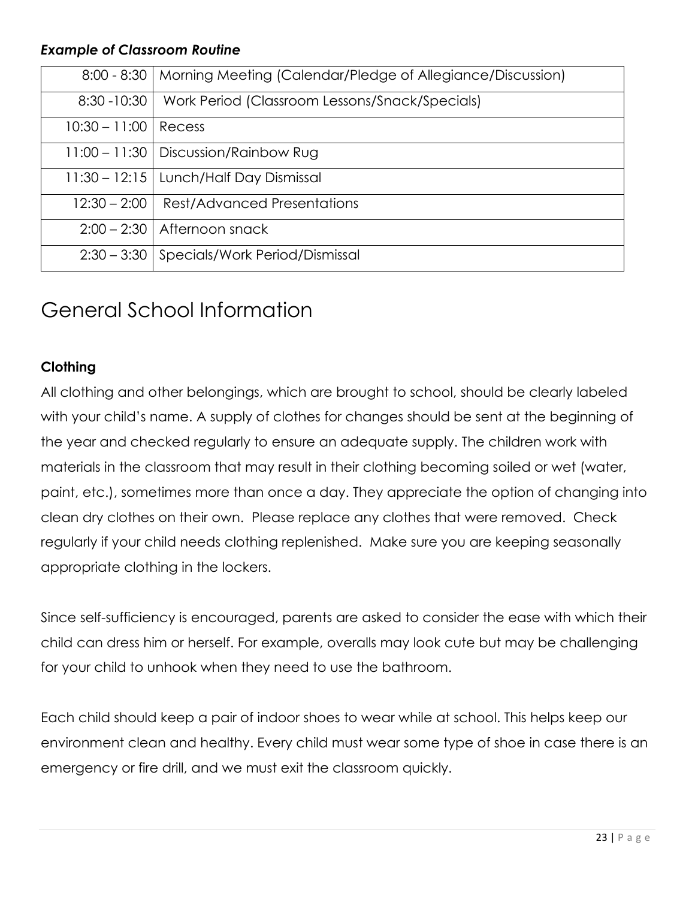***Example of Classroom Routine***

| | |
|---|---|
| 8:00 - 8:30 | Morning Meeting (Calendar/Pledge of Allegiance/Discussion) |
| 8:30 -10:30 | Work Period (Classroom Lessons/Snack/Specials) |
| 10:30 – 11:00 | Recess |
| 11:00 – 11:30 | Discussion/Rainbow Rug |
| 11:30 – 12:15 | Lunch/Half Day Dismissal |
| 12:30 – 2:00 | Rest/Advanced Presentations |
| 2:00 – 2:30 | Afternoon snack |
| 2:30 – 3:30 | Specials/Work Period/Dismissal |

# General School Information

### Clothing

All clothing and other belongings, which are brought to school, should be clearly labeled with your child's name. A supply of clothes for changes should be sent at the beginning of the year and checked regularly to ensure an adequate supply. The children work with materials in the classroom that may result in their clothing becoming soiled or wet (water, paint, etc.), sometimes more than once a day. They appreciate the option of changing into clean dry clothes on their own. Please replace any clothes that were removed. Check regularly if your child needs clothing replenished. Make sure you are keeping seasonally appropriate clothing in the lockers.

Since self-sufficiency is encouraged, parents are asked to consider the ease with which their child can dress him or herself. For example, overalls may look cute but may be challenging for your child to unhook when they need to use the bathroom.

Each child should keep a pair of indoor shoes to wear while at school. This helps keep our environment clean and healthy. Every child must wear some type of shoe in case there is an emergency or fire drill, and we must exit the classroom quickly.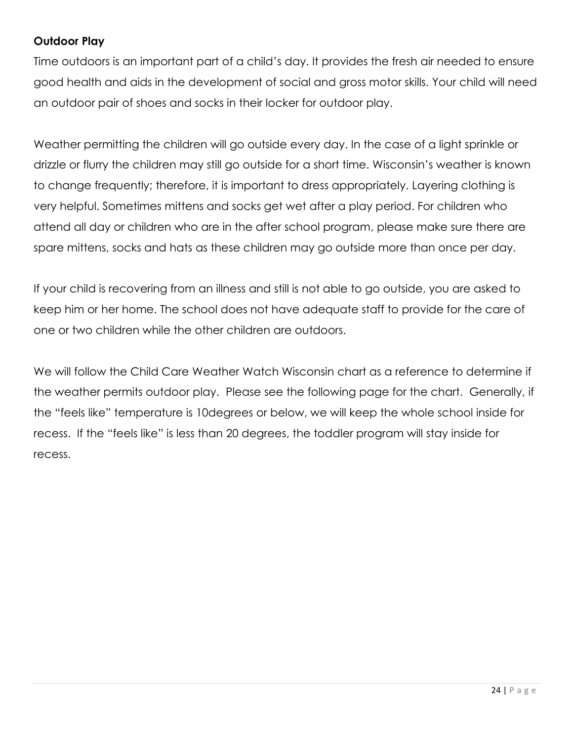**Outdoor Play**

Time outdoors is an important part of a child's day. It provides the fresh air needed to ensure good health and aids in the development of social and gross motor skills. Your child will need an outdoor pair of shoes and socks in their locker for outdoor play.

Weather permitting the children will go outside every day. In the case of a light sprinkle or drizzle or flurry the children may still go outside for a short time. Wisconsin's weather is known to change frequently; therefore, it is important to dress appropriately. Layering clothing is very helpful. Sometimes mittens and socks get wet after a play period. For children who attend all day or children who are in the after school program, please make sure there are spare mittens, socks and hats as these children may go outside more than once per day.

If your child is recovering from an illness and still is not able to go outside, you are asked to keep him or her home. The school does not have adequate staff to provide for the care of one or two children while the other children are outdoors.

We will follow the Child Care Weather Watch Wisconsin chart as a reference to determine if the weather permits outdoor play. Please see the following page for the chart. Generally, if the "feels like" temperature is 10degrees or below, we will keep the whole school inside for recess. If the "feels like" is less than 20 degrees, the toddler program will stay inside for recess.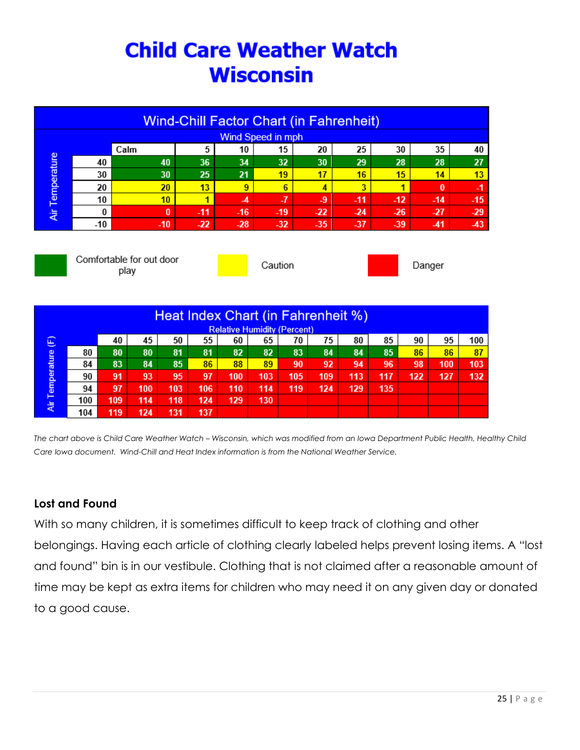# Child Care Weather Watch
# Wisconsin

**Wind-Chill Factor Chart (in Fahrenheit)**

| Air Temperature | Wind Speed in mph | | | | | | | | |
|---|---|---|---|---|---|---|---|---|---|
| | Calm | 5 | 10 | 15 | 20 | 25 | 30 | 35 | 40 |
| 40 | 40 | 36 | 34 | 32 | 30 | 29 | 28 | 28 | 27 |
| 30 | 30 | 25 | 21 | 19 | 17 | 16 | 15 | 14 | 13 |
| 20 | 20 | 13 | 9 | 6 | 4 | 3 | 1 | 0 | -1 |
| 10 | 10 | 1 | -4 | -7 | -9 | -11 | -12 | -14 | -15 |
| 0 | 0 | -11 | -16 | -19 | -22 | -24 | -26 | -27 | -29 |
| -10 | -10 | -22 | -28 | -32 | -35 | -37 | -39 | -41 | -43 |

Comfortable for out door play | Caution | Danger

**Heat Index Chart (in Fahrenheit %)**

| Air Temperature (F) | Relative Humidity (Percent) | | | | | | | | | | | | |
|---|---|---|---|---|---|---|---|---|---|---|---|---|---|
| | 40 | 45 | 50 | 55 | 60 | 65 | 70 | 75 | 80 | 85 | 90 | 95 | 100 |
| 80 | 80 | 80 | 81 | 81 | 82 | 82 | 83 | 84 | 84 | 85 | 86 | 86 | 87 |
| 84 | 83 | 84 | 85 | 86 | 88 | 89 | 90 | 92 | 94 | 96 | 98 | 100 | 103 |
| 90 | 91 | 93 | 95 | 97 | 100 | 103 | 105 | 109 | 113 | 117 | 122 | 127 | 132 |
| 94 | 97 | 100 | 103 | 106 | 110 | 114 | 119 | 124 | 129 | 135 | | | |
| 100 | 109 | 114 | 118 | 124 | 129 | 130 | | | | | | | |
| 104 | 119 | 124 | 131 | 137 | | | | | | | | | |

*The chart above is Child Care Weather Watch – Wisconsin, which was modified from an Iowa Department Public Health, Healthy Child Care Iowa document. Wind-Chill and Heat Index information is from the National Weather Service.*

**Lost and Found**

With so many children, it is sometimes difficult to keep track of clothing and other belongings. Having each article of clothing clearly labeled helps prevent losing items. A "lost and found" bin is in our vestibule. Clothing that is not claimed after a reasonable amount of time may be kept as extra items for children who may need it on any given day or donated to a good cause.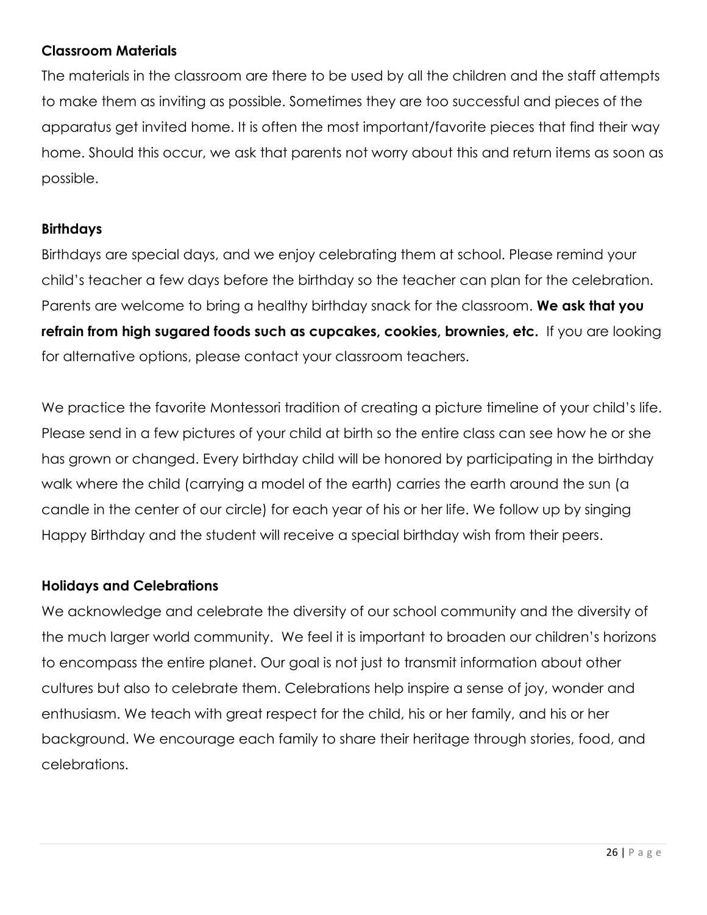### Classroom Materials

The materials in the classroom are there to be used by all the children and the staff attempts to make them as inviting as possible. Sometimes they are too successful and pieces of the apparatus get invited home. It is often the most important/favorite pieces that find their way home. Should this occur, we ask that parents not worry about this and return items as soon as possible.

### Birthdays

Birthdays are special days, and we enjoy celebrating them at school. Please remind your child's teacher a few days before the birthday so the teacher can plan for the celebration. Parents are welcome to bring a healthy birthday snack for the classroom. **We ask that you refrain from high sugared foods such as cupcakes, cookies, brownies, etc.** If you are looking for alternative options, please contact your classroom teachers.

We practice the favorite Montessori tradition of creating a picture timeline of your child's life. Please send in a few pictures of your child at birth so the entire class can see how he or she has grown or changed. Every birthday child will be honored by participating in the birthday walk where the child (carrying a model of the earth) carries the earth around the sun (a candle in the center of our circle) for each year of his or her life. We follow up by singing Happy Birthday and the student will receive a special birthday wish from their peers.

### Holidays and Celebrations

We acknowledge and celebrate the diversity of our school community and the diversity of the much larger world community. We feel it is important to broaden our children's horizons to encompass the entire planet. Our goal is not just to transmit information about other cultures but also to celebrate them. Celebrations help inspire a sense of joy, wonder and enthusiasm. We teach with great respect for the child, his or her family, and his or her background. We encourage each family to share their heritage through stories, food, and celebrations.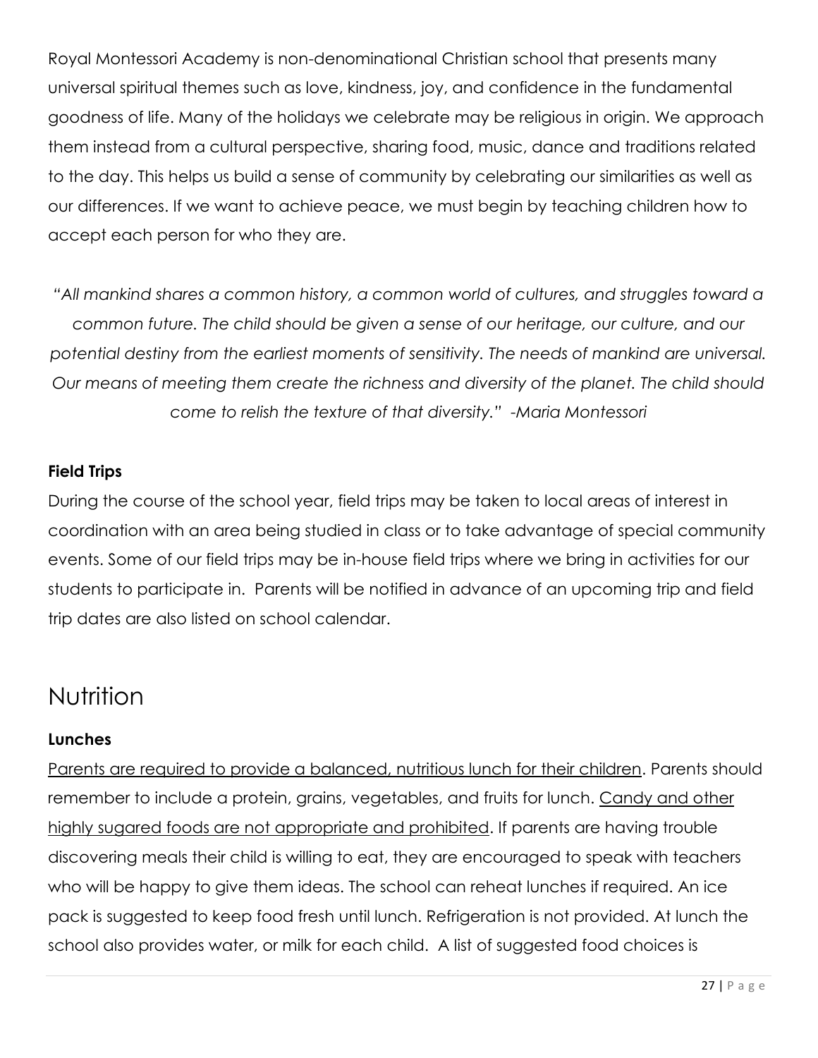Royal Montessori Academy is non-denominational Christian school that presents many universal spiritual themes such as love, kindness, joy, and confidence in the fundamental goodness of life. Many of the holidays we celebrate may be religious in origin. We approach them instead from a cultural perspective, sharing food, music, dance and traditions related to the day. This helps us build a sense of community by celebrating our similarities as well as our differences. If we want to achieve peace, we must begin by teaching children how to accept each person for who they are.

*"All mankind shares a common history, a common world of cultures, and struggles toward a common future. The child should be given a sense of our heritage, our culture, and our potential destiny from the earliest moments of sensitivity. The needs of mankind are universal. Our means of meeting them create the richness and diversity of the planet. The child should come to relish the texture of that diversity." -Maria Montessori*

**Field Trips**

During the course of the school year, field trips may be taken to local areas of interest in coordination with an area being studied in class or to take advantage of special community events. Some of our field trips may be in-house field trips where we bring in activities for our students to participate in. Parents will be notified in advance of an upcoming trip and field trip dates are also listed on school calendar.

# Nutrition

**Lunches**

<u>Parents are required to provide a balanced, nutritious lunch for their children</u>. Parents should remember to include a protein, grains, vegetables, and fruits for lunch. <u>Candy and other highly sugared foods are not appropriate and prohibited</u>. If parents are having trouble discovering meals their child is willing to eat, they are encouraged to speak with teachers who will be happy to give them ideas. The school can reheat lunches if required. An ice pack is suggested to keep food fresh until lunch. Refrigeration is not provided. At lunch the school also provides water, or milk for each child. A list of suggested food choices is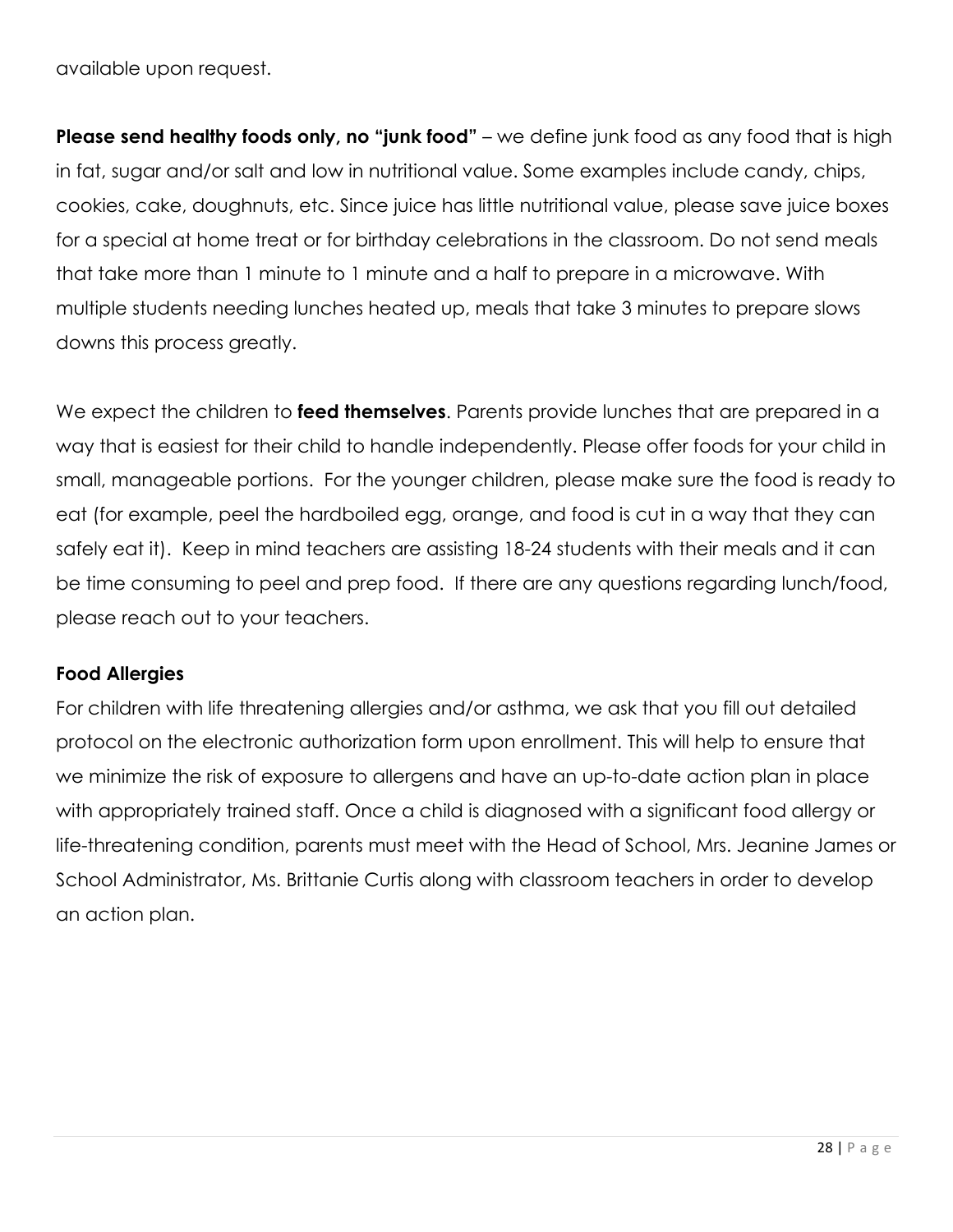available upon request.

**Please send healthy foods only, no "junk food"** – we define junk food as any food that is high in fat, sugar and/or salt and low in nutritional value. Some examples include candy, chips, cookies, cake, doughnuts, etc. Since juice has little nutritional value, please save juice boxes for a special at home treat or for birthday celebrations in the classroom. Do not send meals that take more than 1 minute to 1 minute and a half to prepare in a microwave. With multiple students needing lunches heated up, meals that take 3 minutes to prepare slows downs this process greatly.

We expect the children to **feed themselves**. Parents provide lunches that are prepared in a way that is easiest for their child to handle independently. Please offer foods for your child in small, manageable portions. For the younger children, please make sure the food is ready to eat (for example, peel the hardboiled egg, orange, and food is cut in a way that they can safely eat it). Keep in mind teachers are assisting 18-24 students with their meals and it can be time consuming to peel and prep food. If there are any questions regarding lunch/food, please reach out to your teachers.

### Food Allergies

For children with life threatening allergies and/or asthma, we ask that you fill out detailed protocol on the electronic authorization form upon enrollment. This will help to ensure that we minimize the risk of exposure to allergens and have an up-to-date action plan in place with appropriately trained staff. Once a child is diagnosed with a significant food allergy or life-threatening condition, parents must meet with the Head of School, Mrs. Jeanine James or School Administrator, Ms. Brittanie Curtis along with classroom teachers in order to develop an action plan.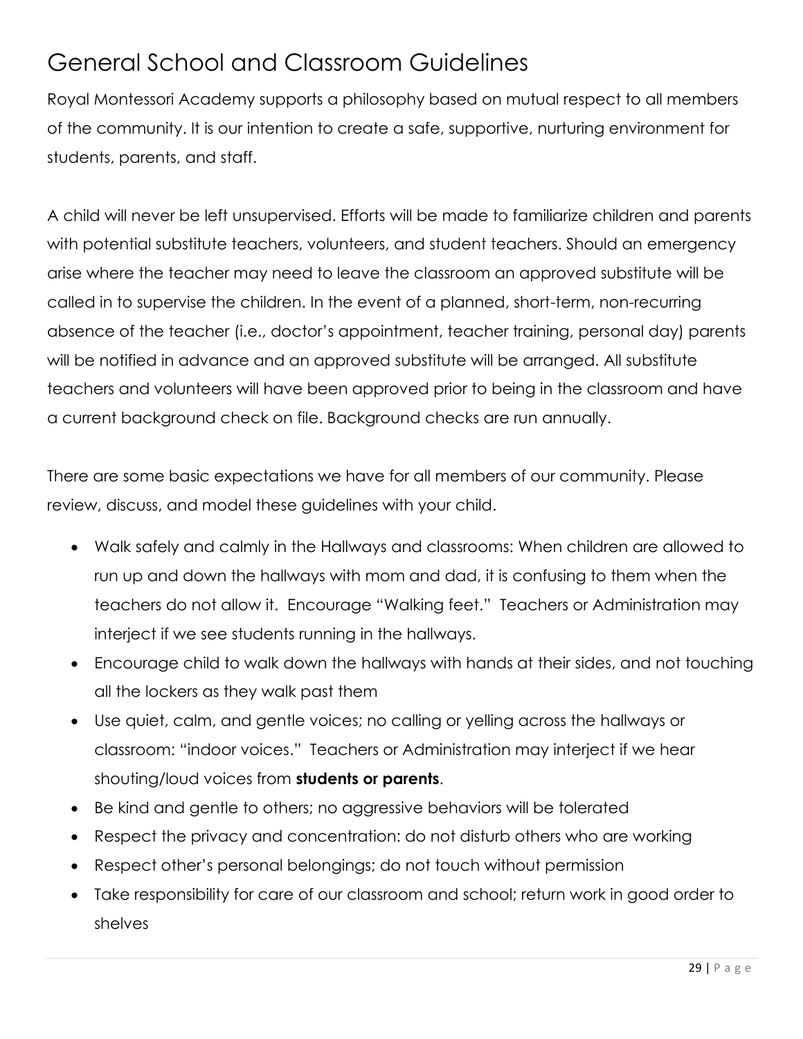# General School and Classroom Guidelines

Royal Montessori Academy supports a philosophy based on mutual respect to all members of the community. It is our intention to create a safe, supportive, nurturing environment for students, parents, and staff.

A child will never be left unsupervised. Efforts will be made to familiarize children and parents with potential substitute teachers, volunteers, and student teachers. Should an emergency arise where the teacher may need to leave the classroom an approved substitute will be called in to supervise the children. In the event of a planned, short-term, non-recurring absence of the teacher (i.e., doctor's appointment, teacher training, personal day) parents will be notified in advance and an approved substitute will be arranged. All substitute teachers and volunteers will have been approved prior to being in the classroom and have a current background check on file. Background checks are run annually.

There are some basic expectations we have for all members of our community. Please review, discuss, and model these guidelines with your child.

- Walk safely and calmly in the Hallways and classrooms: When children are allowed to run up and down the hallways with mom and dad, it is confusing to them when the teachers do not allow it. Encourage "Walking feet." Teachers or Administration may interject if we see students running in the hallways.
- Encourage child to walk down the hallways with hands at their sides, and not touching all the lockers as they walk past them
- Use quiet, calm, and gentle voices; no calling or yelling across the hallways or classroom: "indoor voices." Teachers or Administration may interject if we hear shouting/loud voices from **students or parents**.
- Be kind and gentle to others; no aggressive behaviors will be tolerated
- Respect the privacy and concentration: do not disturb others who are working
- Respect other's personal belongings; do not touch without permission
- Take responsibility for care of our classroom and school; return work in good order to shelves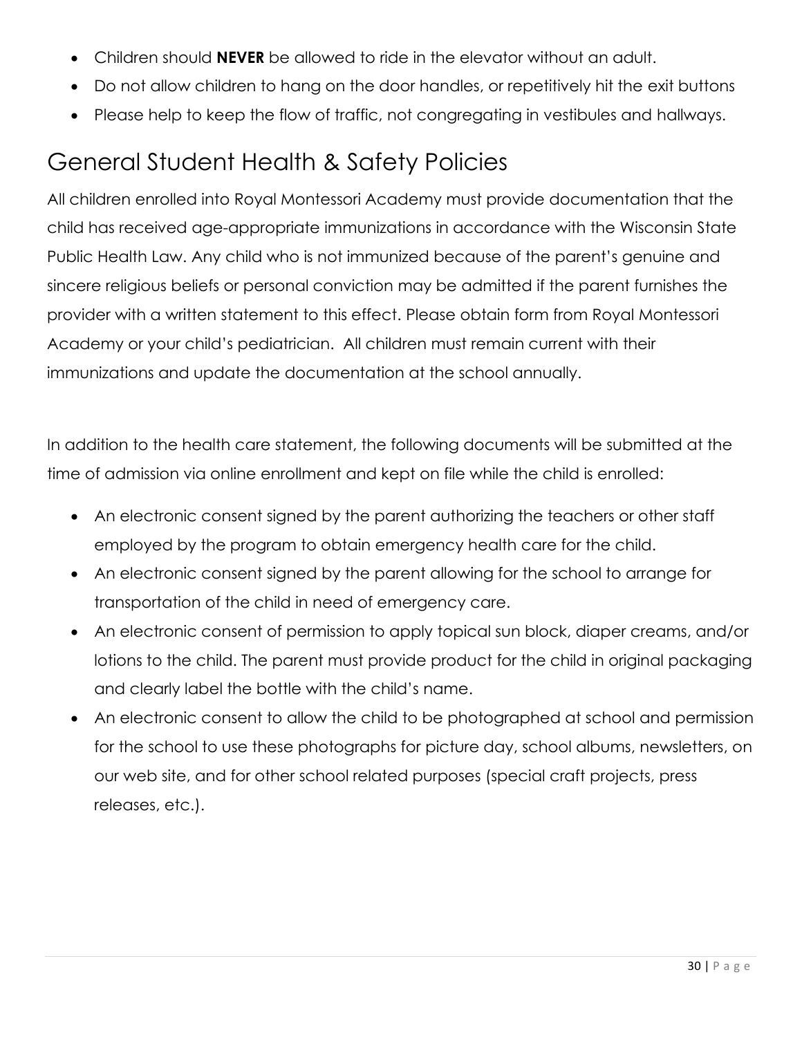- Children should **NEVER** be allowed to ride in the elevator without an adult.
- Do not allow children to hang on the door handles, or repetitively hit the exit buttons
- Please help to keep the flow of traffic, not congregating in vestibules and hallways.

## General Student Health & Safety Policies

All children enrolled into Royal Montessori Academy must provide documentation that the child has received age-appropriate immunizations in accordance with the Wisconsin State Public Health Law. Any child who is not immunized because of the parent's genuine and sincere religious beliefs or personal conviction may be admitted if the parent furnishes the provider with a written statement to this effect. Please obtain form from Royal Montessori Academy or your child's pediatrician. All children must remain current with their immunizations and update the documentation at the school annually.

In addition to the health care statement, the following documents will be submitted at the time of admission via online enrollment and kept on file while the child is enrolled:

- An electronic consent signed by the parent authorizing the teachers or other staff employed by the program to obtain emergency health care for the child.
- An electronic consent signed by the parent allowing for the school to arrange for transportation of the child in need of emergency care.
- An electronic consent of permission to apply topical sun block, diaper creams, and/or lotions to the child. The parent must provide product for the child in original packaging and clearly label the bottle with the child's name.
- An electronic consent to allow the child to be photographed at school and permission for the school to use these photographs for picture day, school albums, newsletters, on our web site, and for other school related purposes (special craft projects, press releases, etc.).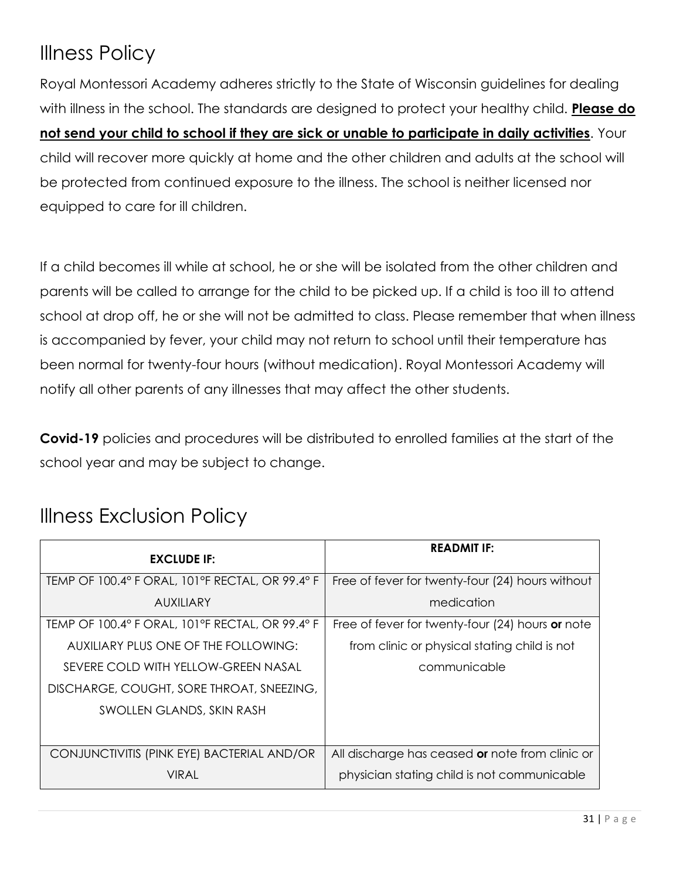# Illness Policy

Royal Montessori Academy adheres strictly to the State of Wisconsin guidelines for dealing with illness in the school. The standards are designed to protect your healthy child. **<u>Please do not send your child to school if they are sick or unable to participate in daily activities</u>**. Your child will recover more quickly at home and the other children and adults at the school will be protected from continued exposure to the illness. The school is neither licensed nor equipped to care for ill children.

If a child becomes ill while at school, he or she will be isolated from the other children and parents will be called to arrange for the child to be picked up. If a child is too ill to attend school at drop off, he or she will not be admitted to class. Please remember that when illness is accompanied by fever, your child may not return to school until their temperature has been normal for twenty-four hours (without medication). Royal Montessori Academy will notify all other parents of any illnesses that may affect the other students.

**Covid-19** policies and procedures will be distributed to enrolled families at the start of the school year and may be subject to change.

# Illness Exclusion Policy

| EXCLUDE IF: | READMIT IF: |
|---|---|
| TEMP OF 100.4° F ORAL, 101°F RECTAL, OR 99.4° F AUXILIARY | Free of fever for twenty-four (24) hours without medication |
| TEMP OF 100.4° F ORAL, 101°F RECTAL, OR 99.4° F AUXILIARY PLUS ONE OF THE FOLLOWING: SEVERE COLD WITH YELLOW-GREEN NASAL DISCHARGE, COUGHT, SORE THROAT, SNEEZING, SWOLLEN GLANDS, SKIN RASH | Free of fever for twenty-four (24) hours **or** note from clinic or physical stating child is not communicable |
| CONJUNCTIVITIS (PINK EYE) BACTERIAL AND/OR VIRAL | All discharge has ceased **or** note from clinic or physician stating child is not communicable |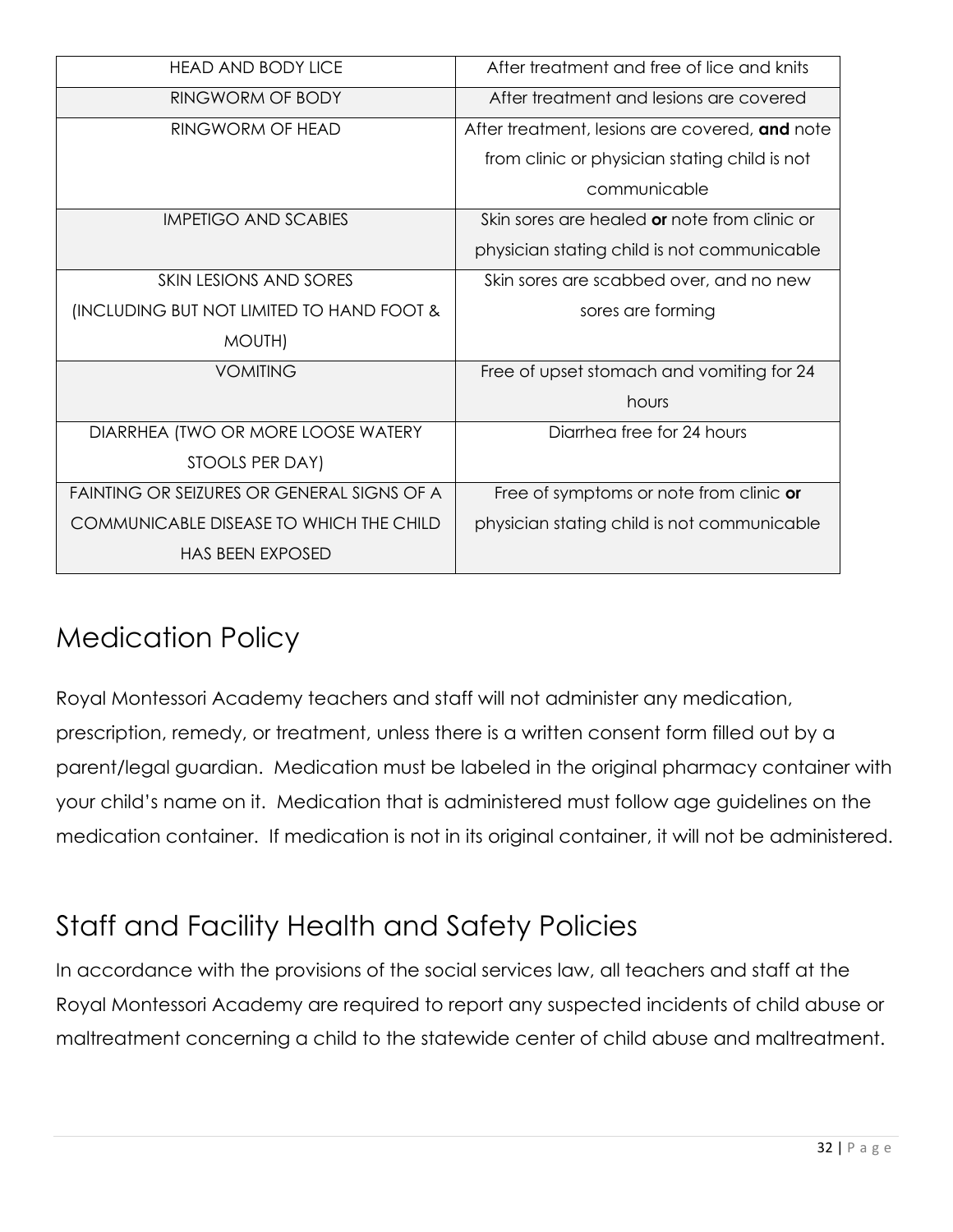| | |
|---|---|
| HEAD AND BODY LICE | After treatment and free of lice and knits |
| RINGWORM OF BODY | After treatment and lesions are covered |
| RINGWORM OF HEAD | After treatment, lesions are covered, **and** note from clinic or physician stating child is not communicable |
| IMPETIGO AND SCABIES | Skin sores are healed **or** note from clinic or physician stating child is not communicable |
| SKIN LESIONS AND SORES (INCLUDING BUT NOT LIMITED TO HAND FOOT & MOUTH) | Skin sores are scabbed over, and no new sores are forming |
| VOMITING | Free of upset stomach and vomiting for 24 hours |
| DIARRHEA (TWO OR MORE LOOSE WATERY STOOLS PER DAY) | Diarrhea free for 24 hours |
| FAINTING OR SEIZURES OR GENERAL SIGNS OF A COMMUNICABLE DISEASE TO WHICH THE CHILD HAS BEEN EXPOSED | Free of symptoms or note from clinic **or** physician stating child is not communicable |

# Medication Policy

Royal Montessori Academy teachers and staff will not administer any medication, prescription, remedy, or treatment, unless there is a written consent form filled out by a parent/legal guardian. Medication must be labeled in the original pharmacy container with your child's name on it. Medication that is administered must follow age guidelines on the medication container. If medication is not in its original container, it will not be administered.

# Staff and Facility Health and Safety Policies

In accordance with the provisions of the social services law, all teachers and staff at the Royal Montessori Academy are required to report any suspected incidents of child abuse or maltreatment concerning a child to the statewide center of child abuse and maltreatment.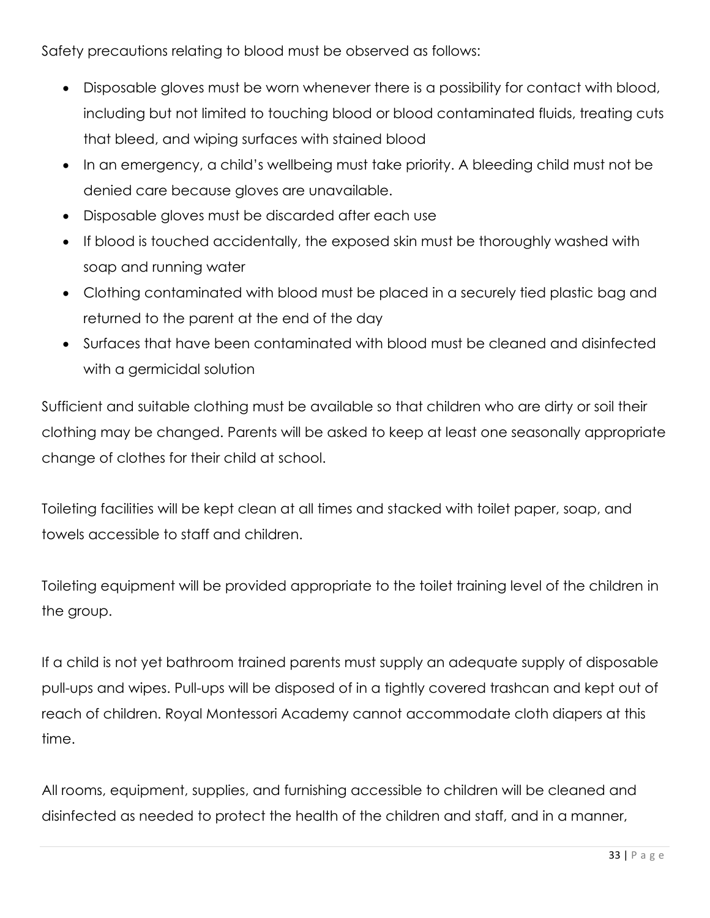Safety precautions relating to blood must be observed as follows:

- Disposable gloves must be worn whenever there is a possibility for contact with blood, including but not limited to touching blood or blood contaminated fluids, treating cuts that bleed, and wiping surfaces with stained blood
- In an emergency, a child's wellbeing must take priority. A bleeding child must not be denied care because gloves are unavailable.
- Disposable gloves must be discarded after each use
- If blood is touched accidentally, the exposed skin must be thoroughly washed with soap and running water
- Clothing contaminated with blood must be placed in a securely tied plastic bag and returned to the parent at the end of the day
- Surfaces that have been contaminated with blood must be cleaned and disinfected with a germicidal solution

Sufficient and suitable clothing must be available so that children who are dirty or soil their clothing may be changed. Parents will be asked to keep at least one seasonally appropriate change of clothes for their child at school.

Toileting facilities will be kept clean at all times and stacked with toilet paper, soap, and towels accessible to staff and children.

Toileting equipment will be provided appropriate to the toilet training level of the children in the group.

If a child is not yet bathroom trained parents must supply an adequate supply of disposable pull-ups and wipes. Pull-ups will be disposed of in a tightly covered trashcan and kept out of reach of children. Royal Montessori Academy cannot accommodate cloth diapers at this time.

All rooms, equipment, supplies, and furnishing accessible to children will be cleaned and disinfected as needed to protect the health of the children and staff, and in a manner,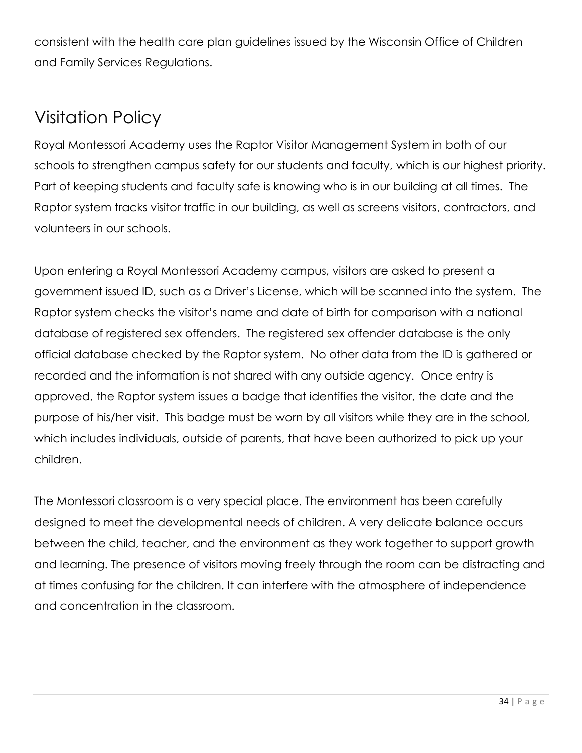consistent with the health care plan guidelines issued by the Wisconsin Office of Children and Family Services Regulations.

## Visitation Policy

Royal Montessori Academy uses the Raptor Visitor Management System in both of our schools to strengthen campus safety for our students and faculty, which is our highest priority. Part of keeping students and faculty safe is knowing who is in our building at all times. The Raptor system tracks visitor traffic in our building, as well as screens visitors, contractors, and volunteers in our schools.

Upon entering a Royal Montessori Academy campus, visitors are asked to present a government issued ID, such as a Driver's License, which will be scanned into the system. The Raptor system checks the visitor's name and date of birth for comparison with a national database of registered sex offenders. The registered sex offender database is the only official database checked by the Raptor system. No other data from the ID is gathered or recorded and the information is not shared with any outside agency. Once entry is approved, the Raptor system issues a badge that identifies the visitor, the date and the purpose of his/her visit. This badge must be worn by all visitors while they are in the school, which includes individuals, outside of parents, that have been authorized to pick up your children.

The Montessori classroom is a very special place. The environment has been carefully designed to meet the developmental needs of children. A very delicate balance occurs between the child, teacher, and the environment as they work together to support growth and learning. The presence of visitors moving freely through the room can be distracting and at times confusing for the children. It can interfere with the atmosphere of independence and concentration in the classroom.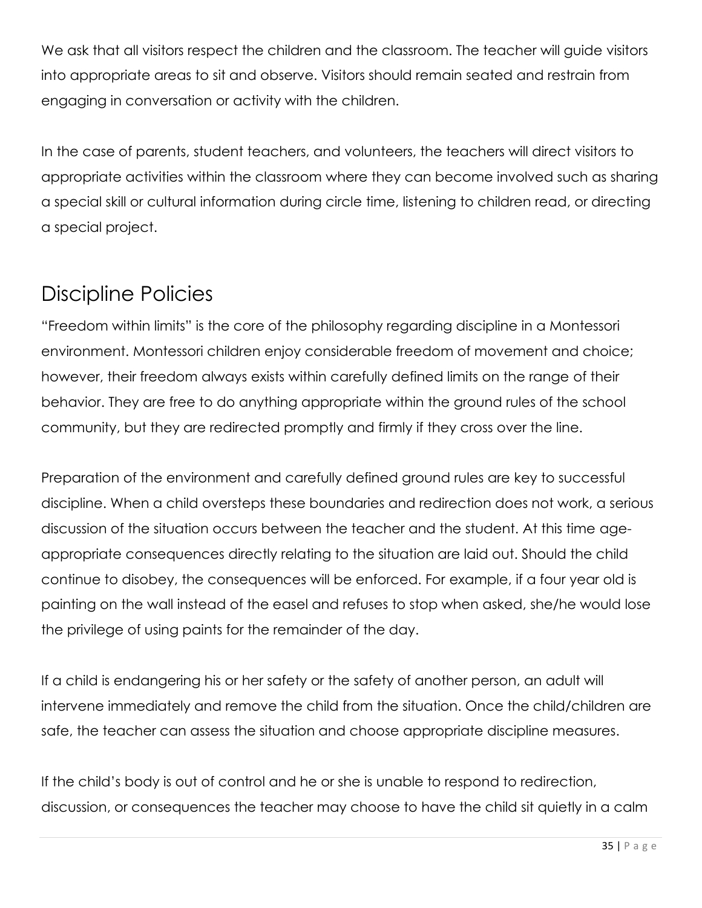We ask that all visitors respect the children and the classroom. The teacher will guide visitors into appropriate areas to sit and observe. Visitors should remain seated and restrain from engaging in conversation or activity with the children.

In the case of parents, student teachers, and volunteers, the teachers will direct visitors to appropriate activities within the classroom where they can become involved such as sharing a special skill or cultural information during circle time, listening to children read, or directing a special project.

## Discipline Policies

"Freedom within limits" is the core of the philosophy regarding discipline in a Montessori environment. Montessori children enjoy considerable freedom of movement and choice; however, their freedom always exists within carefully defined limits on the range of their behavior. They are free to do anything appropriate within the ground rules of the school community, but they are redirected promptly and firmly if they cross over the line.

Preparation of the environment and carefully defined ground rules are key to successful discipline. When a child oversteps these boundaries and redirection does not work, a serious discussion of the situation occurs between the teacher and the student. At this time age-appropriate consequences directly relating to the situation are laid out. Should the child continue to disobey, the consequences will be enforced. For example, if a four year old is painting on the wall instead of the easel and refuses to stop when asked, she/he would lose the privilege of using paints for the remainder of the day.

If a child is endangering his or her safety or the safety of another person, an adult will intervene immediately and remove the child from the situation. Once the child/children are safe, the teacher can assess the situation and choose appropriate discipline measures.

If the child's body is out of control and he or she is unable to respond to redirection, discussion, or consequences the teacher may choose to have the child sit quietly in a calm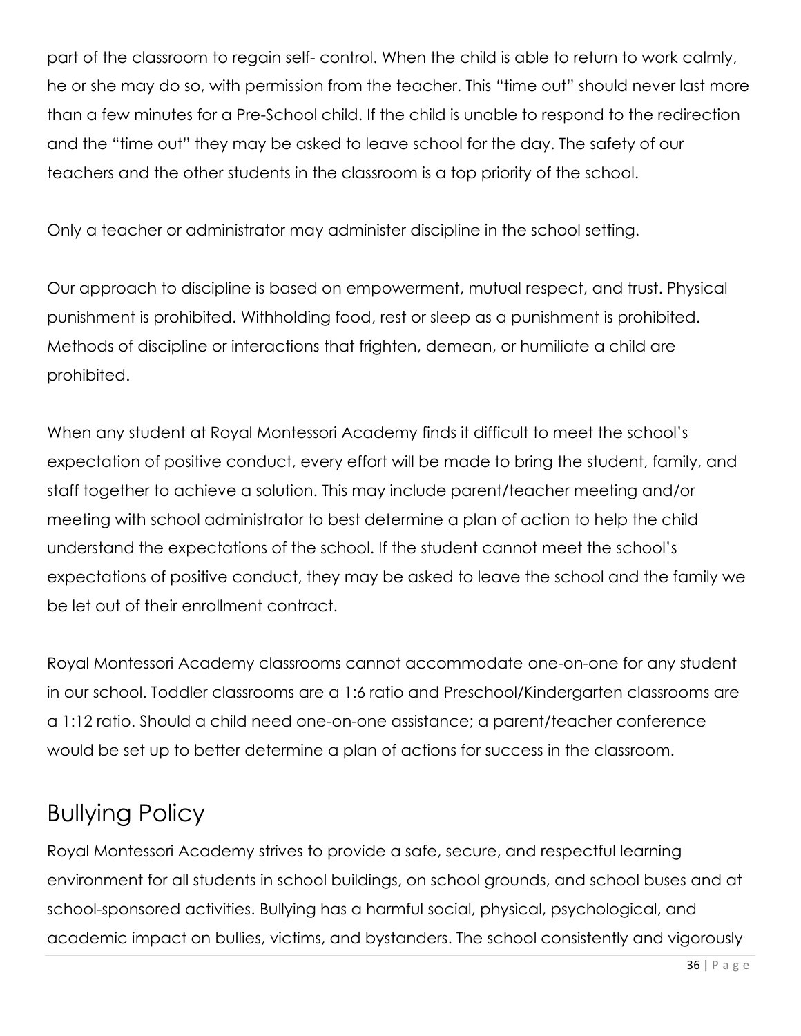part of the classroom to regain self- control. When the child is able to return to work calmly, he or she may do so, with permission from the teacher. This "time out" should never last more than a few minutes for a Pre-School child. If the child is unable to respond to the redirection and the "time out" they may be asked to leave school for the day. The safety of our teachers and the other students in the classroom is a top priority of the school.

Only a teacher or administrator may administer discipline in the school setting.

Our approach to discipline is based on empowerment, mutual respect, and trust. Physical punishment is prohibited. Withholding food, rest or sleep as a punishment is prohibited. Methods of discipline or interactions that frighten, demean, or humiliate a child are prohibited.

When any student at Royal Montessori Academy finds it difficult to meet the school's expectation of positive conduct, every effort will be made to bring the student, family, and staff together to achieve a solution. This may include parent/teacher meeting and/or meeting with school administrator to best determine a plan of action to help the child understand the expectations of the school. If the student cannot meet the school's expectations of positive conduct, they may be asked to leave the school and the family we be let out of their enrollment contract.

Royal Montessori Academy classrooms cannot accommodate one-on-one for any student in our school. Toddler classrooms are a 1:6 ratio and Preschool/Kindergarten classrooms are a 1:12 ratio. Should a child need one-on-one assistance; a parent/teacher conference would be set up to better determine a plan of actions for success in the classroom.

## Bullying Policy

Royal Montessori Academy strives to provide a safe, secure, and respectful learning environment for all students in school buildings, on school grounds, and school buses and at school-sponsored activities. Bullying has a harmful social, physical, psychological, and academic impact on bullies, victims, and bystanders. The school consistently and vigorously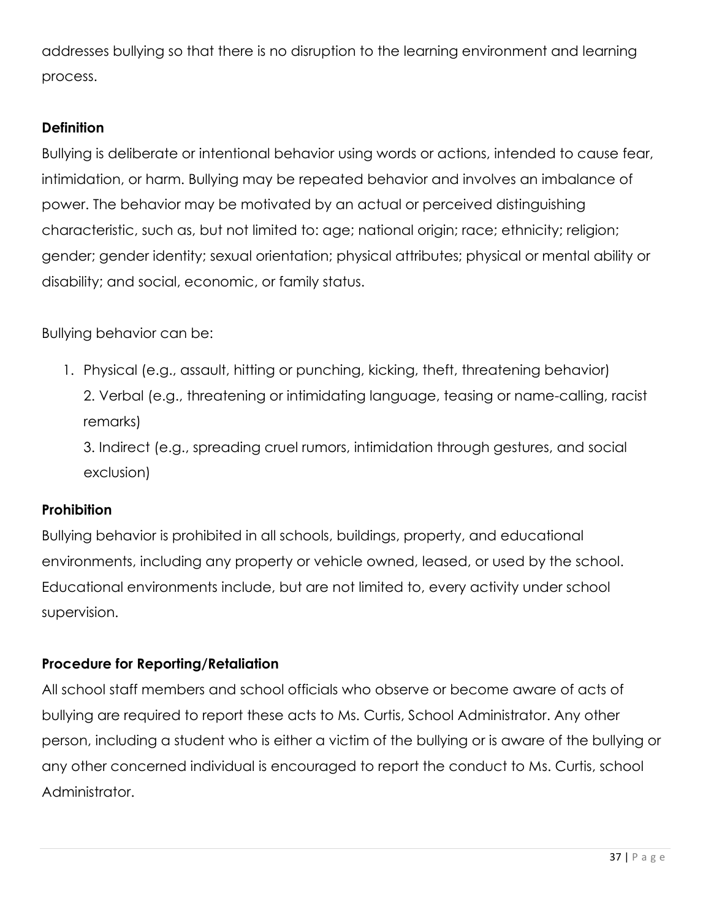addresses bullying so that there is no disruption to the learning environment and learning process.

**Definition**

Bullying is deliberate or intentional behavior using words or actions, intended to cause fear, intimidation, or harm. Bullying may be repeated behavior and involves an imbalance of power. The behavior may be motivated by an actual or perceived distinguishing characteristic, such as, but not limited to: age; national origin; race; ethnicity; religion; gender; gender identity; sexual orientation; physical attributes; physical or mental ability or disability; and social, economic, or family status.

Bullying behavior can be:

1. Physical (e.g., assault, hitting or punching, kicking, theft, threatening behavior)
2. Verbal (e.g., threatening or intimidating language, teasing or name-calling, racist remarks)
3. Indirect (e.g., spreading cruel rumors, intimidation through gestures, and social exclusion)

**Prohibition**

Bullying behavior is prohibited in all schools, buildings, property, and educational environments, including any property or vehicle owned, leased, or used by the school. Educational environments include, but are not limited to, every activity under school supervision.

**Procedure for Reporting/Retaliation**

All school staff members and school officials who observe or become aware of acts of bullying are required to report these acts to Ms. Curtis, School Administrator. Any other person, including a student who is either a victim of the bullying or is aware of the bullying or any other concerned individual is encouraged to report the conduct to Ms. Curtis, school Administrator.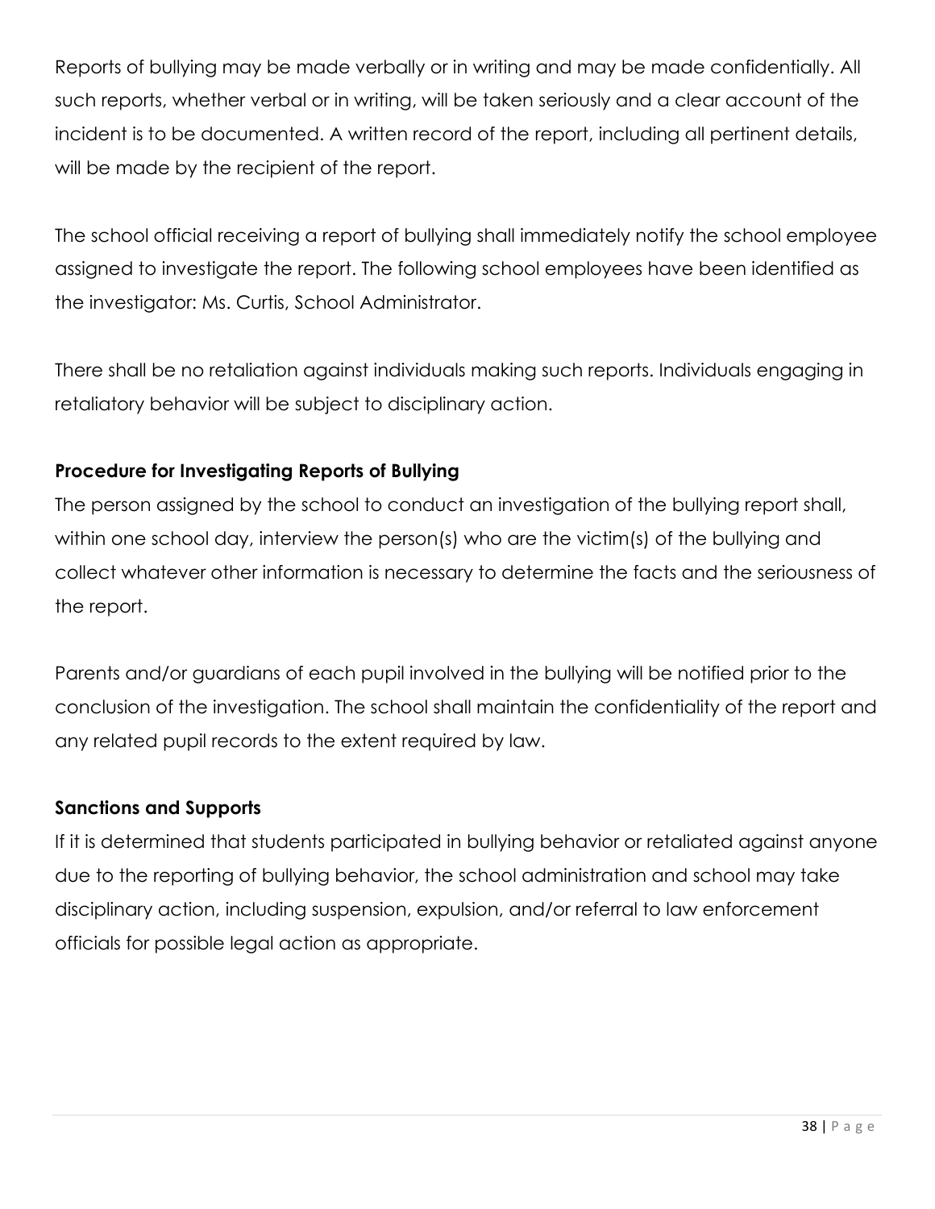Reports of bullying may be made verbally or in writing and may be made confidentially. All such reports, whether verbal or in writing, will be taken seriously and a clear account of the incident is to be documented. A written record of the report, including all pertinent details, will be made by the recipient of the report.

The school official receiving a report of bullying shall immediately notify the school employee assigned to investigate the report. The following school employees have been identified as the investigator: Ms. Curtis, School Administrator.

There shall be no retaliation against individuals making such reports. Individuals engaging in retaliatory behavior will be subject to disciplinary action.

**Procedure for Investigating Reports of Bullying**

The person assigned by the school to conduct an investigation of the bullying report shall, within one school day, interview the person(s) who are the victim(s) of the bullying and collect whatever other information is necessary to determine the facts and the seriousness of the report.

Parents and/or guardians of each pupil involved in the bullying will be notified prior to the conclusion of the investigation. The school shall maintain the confidentiality of the report and any related pupil records to the extent required by law.

**Sanctions and Supports**

If it is determined that students participated in bullying behavior or retaliated against anyone due to the reporting of bullying behavior, the school administration and school may take disciplinary action, including suspension, expulsion, and/or referral to law enforcement officials for possible legal action as appropriate.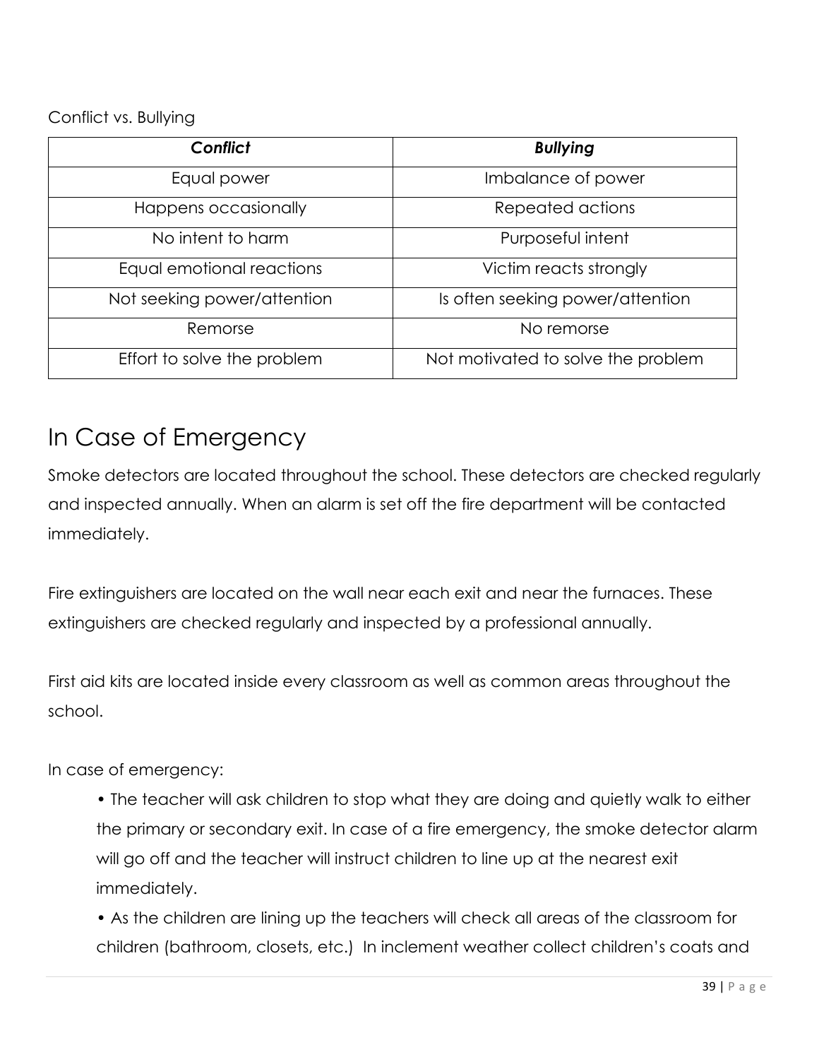Conflict vs. Bullying

| ***Conflict*** | ***Bullying*** |
|---|---|
| Equal power | Imbalance of power |
| Happens occasionally | Repeated actions |
| No intent to harm | Purposeful intent |
| Equal emotional reactions | Victim reacts strongly |
| Not seeking power/attention | Is often seeking power/attention |
| Remorse | No remorse |
| Effort to solve the problem | Not motivated to solve the problem |

# In Case of Emergency

Smoke detectors are located throughout the school. These detectors are checked regularly and inspected annually. When an alarm is set off the fire department will be contacted immediately.

Fire extinguishers are located on the wall near each exit and near the furnaces. These extinguishers are checked regularly and inspected by a professional annually.

First aid kits are located inside every classroom as well as common areas throughout the school.

In case of emergency:

- The teacher will ask children to stop what they are doing and quietly walk to either the primary or secondary exit. In case of a fire emergency, the smoke detector alarm will go off and the teacher will instruct children to line up at the nearest exit immediately.
- As the children are lining up the teachers will check all areas of the classroom for children (bathroom, closets, etc.) In inclement weather collect children's coats and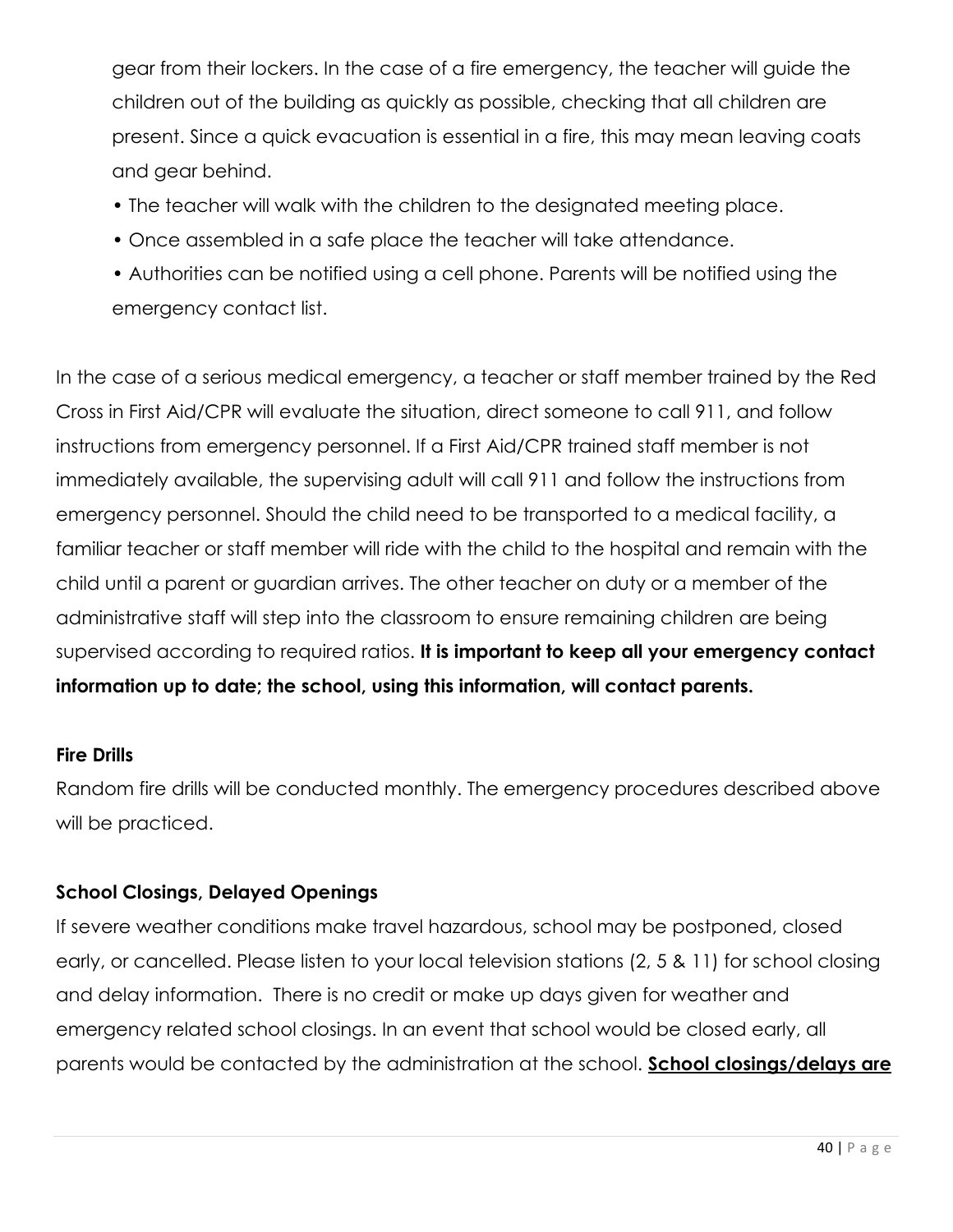gear from their lockers. In the case of a fire emergency, the teacher will guide the children out of the building as quickly as possible, checking that all children are present. Since a quick evacuation is essential in a fire, this may mean leaving coats and gear behind.

- The teacher will walk with the children to the designated meeting place.
- Once assembled in a safe place the teacher will take attendance.
- Authorities can be notified using a cell phone. Parents will be notified using the emergency contact list.

In the case of a serious medical emergency, a teacher or staff member trained by the Red Cross in First Aid/CPR will evaluate the situation, direct someone to call 911, and follow instructions from emergency personnel. If a First Aid/CPR trained staff member is not immediately available, the supervising adult will call 911 and follow the instructions from emergency personnel. Should the child need to be transported to a medical facility, a familiar teacher or staff member will ride with the child to the hospital and remain with the child until a parent or guardian arrives. The other teacher on duty or a member of the administrative staff will step into the classroom to ensure remaining children are being supervised according to required ratios. **It is important to keep all your emergency contact information up to date; the school, using this information, will contact parents.**

**Fire Drills**

Random fire drills will be conducted monthly. The emergency procedures described above will be practiced.

**School Closings, Delayed Openings**

If severe weather conditions make travel hazardous, school may be postponed, closed early, or cancelled. Please listen to your local television stations (2, 5 & 11) for school closing and delay information. There is no credit or make up days given for weather and emergency related school closings. In an event that school would be closed early, all parents would be contacted by the administration at the school. **<u>School closings/delays are</u>**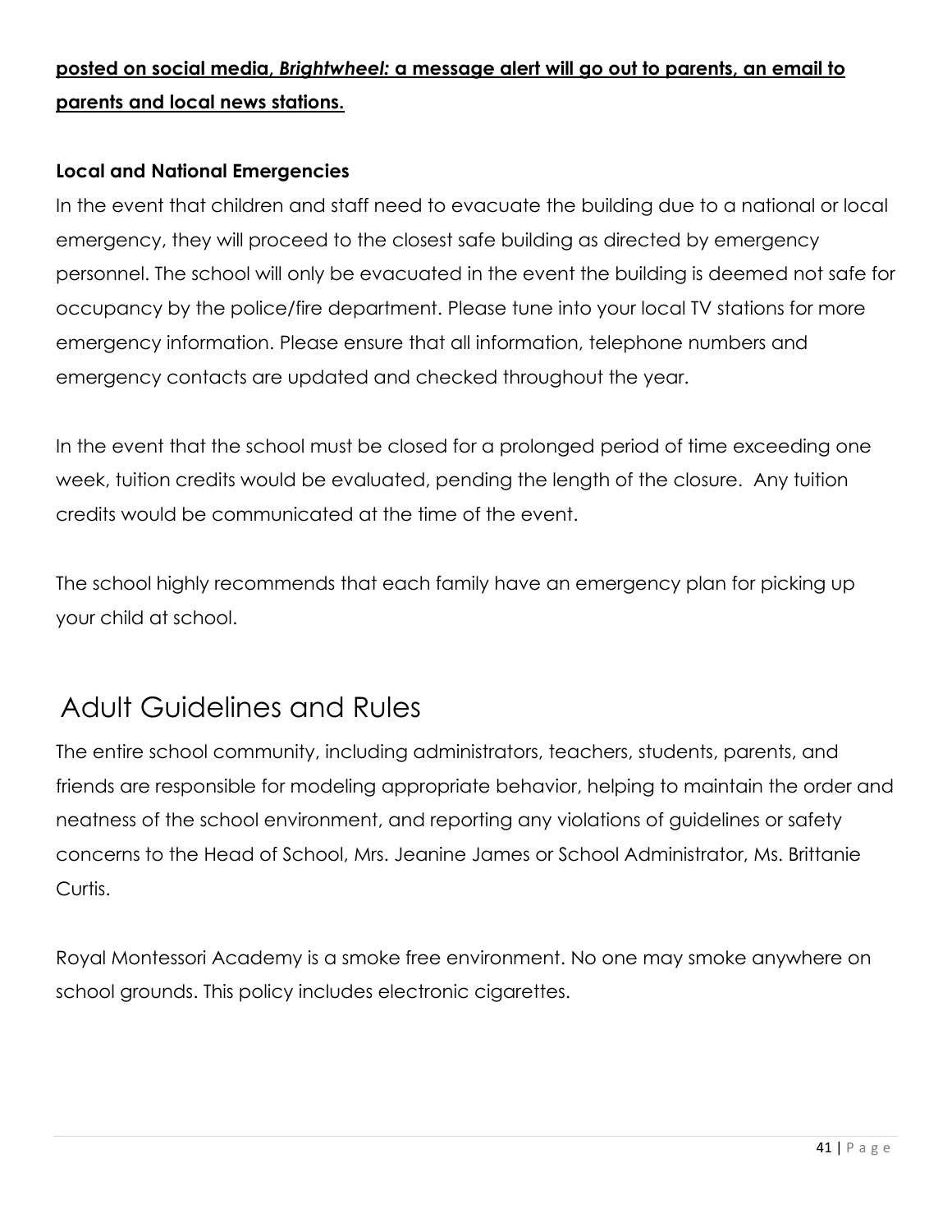**posted on social media, *Brightwheel:* a message alert will go out to parents, an email to parents and local news stations.**

### Local and National Emergencies

In the event that children and staff need to evacuate the building due to a national or local emergency, they will proceed to the closest safe building as directed by emergency personnel. The school will only be evacuated in the event the building is deemed not safe for occupancy by the police/fire department. Please tune into your local TV stations for more emergency information. Please ensure that all information, telephone numbers and emergency contacts are updated and checked throughout the year.

In the event that the school must be closed for a prolonged period of time exceeding one week, tuition credits would be evaluated, pending the length of the closure. Any tuition credits would be communicated at the time of the event.

The school highly recommends that each family have an emergency plan for picking up your child at school.

## Adult Guidelines and Rules

The entire school community, including administrators, teachers, students, parents, and friends are responsible for modeling appropriate behavior, helping to maintain the order and neatness of the school environment, and reporting any violations of guidelines or safety concerns to the Head of School, Mrs. Jeanine James or School Administrator, Ms. Brittanie Curtis.

Royal Montessori Academy is a smoke free environment. No one may smoke anywhere on school grounds. This policy includes electronic cigarettes.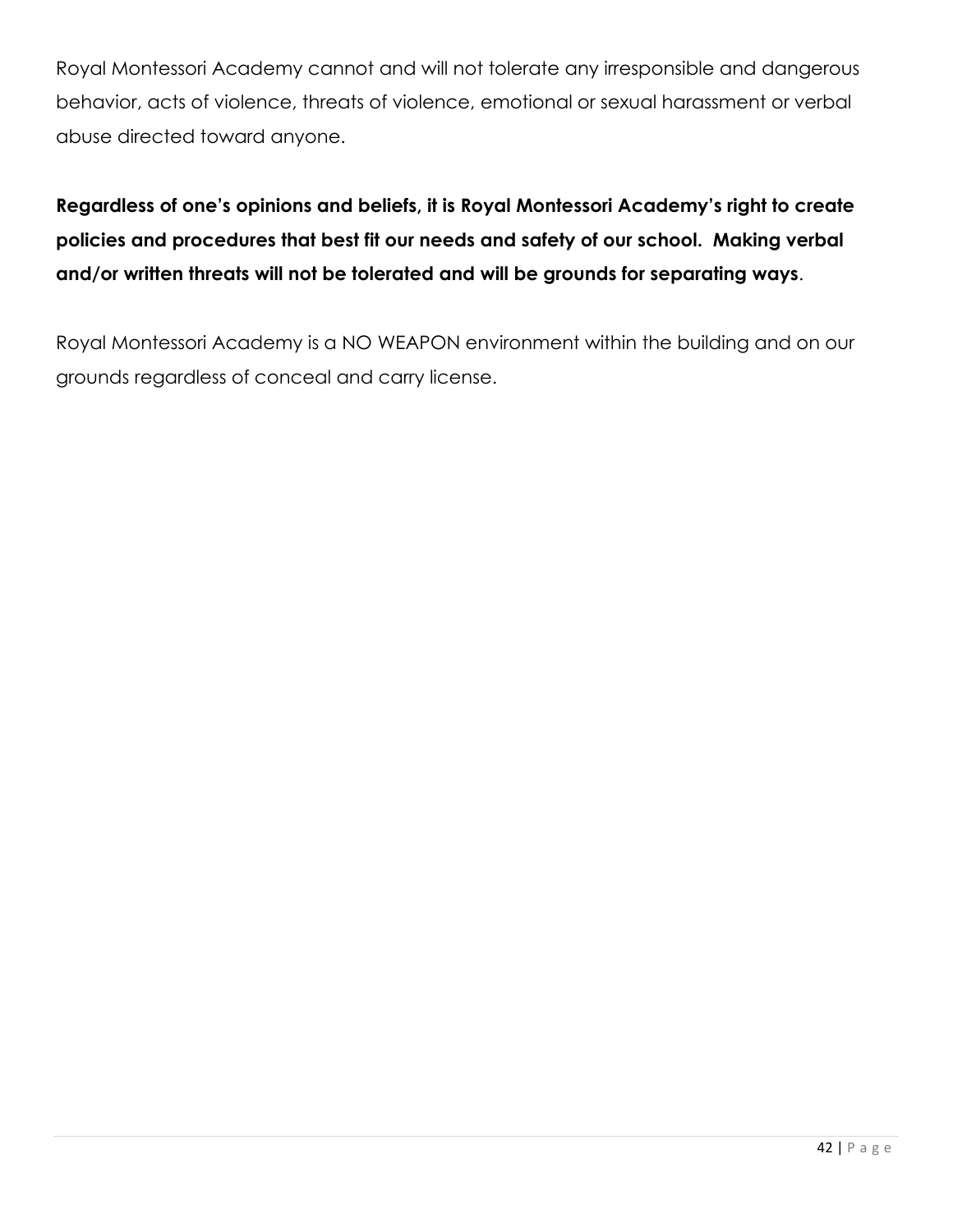Royal Montessori Academy cannot and will not tolerate any irresponsible and dangerous behavior, acts of violence, threats of violence, emotional or sexual harassment or verbal abuse directed toward anyone.

**Regardless of one's opinions and beliefs, it is Royal Montessori Academy's right to create policies and procedures that best fit our needs and safety of our school. Making verbal and/or written threats will not be tolerated and will be grounds for separating ways**.

Royal Montessori Academy is a NO WEAPON environment within the building and on our grounds regardless of conceal and carry license.